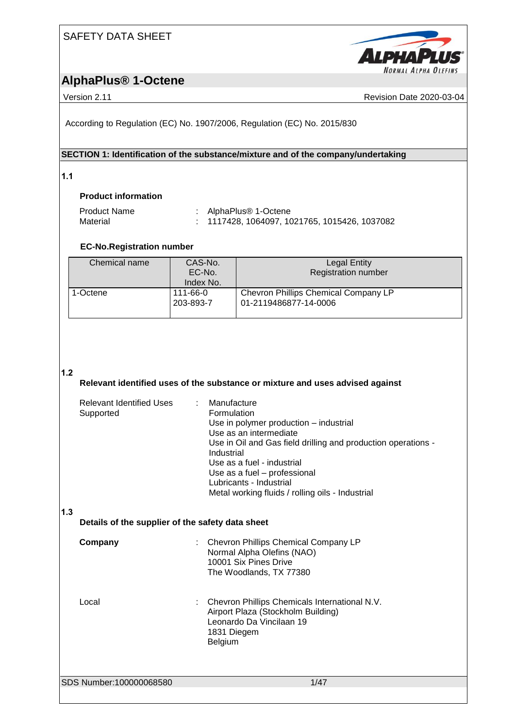SAFETY DATA SHEET

# AlphaPlus® 1-Octene

Version 2.11

Revision Date 2020-03-04

According to Regulation (EC) No. 1907/2006, Regulation (EC) No. 2015/830

## SECTION 1: Identification of the substance/mixture and of the company/undertaking

### 1.1

**Product information**

| | | |
|---|---|---|
| Product Name | : | AlphaPlus® 1-Octene |
| Material | : | 1117428, 1064097, 1021765, 1015426, 1037082 |

**EC-No.Registration number**

| Chemical name | CAS-No.<br>EC-No.<br>Index No. | Legal Entity<br>Registration number |
|---|---|---|
| 1-Octene | 111-66-0<br>203-893-7 | Chevron Phillips Chemical Company LP<br>01-2119486877-14-0006 |

### 1.2

**Relevant identified uses of the substance or mixture and uses advised against**

Relevant Identified Uses Supported :
- Manufacture
- Formulation
- Use in polymer production – industrial
- Use as an intermediate
- Use in Oil and Gas field drilling and production operations - Industrial
- Use as a fuel - industrial
- Use as a fuel – professional
- Lubricants - Industrial
- Metal working fluids / rolling oils - Industrial

### 1.3

**Details of the supplier of the safety data sheet**

**Company** : Chevron Phillips Chemical Company LP
Normal Alpha Olefins (NAO)
10001 Six Pines Drive
The Woodlands, TX 77380

Local : Chevron Phillips Chemicals International N.V.
Airport Plaza (Stockholm Building)
Leonardo Da Vincilaan 19
1831 Diegem
Belgium

SDS Number:100000068580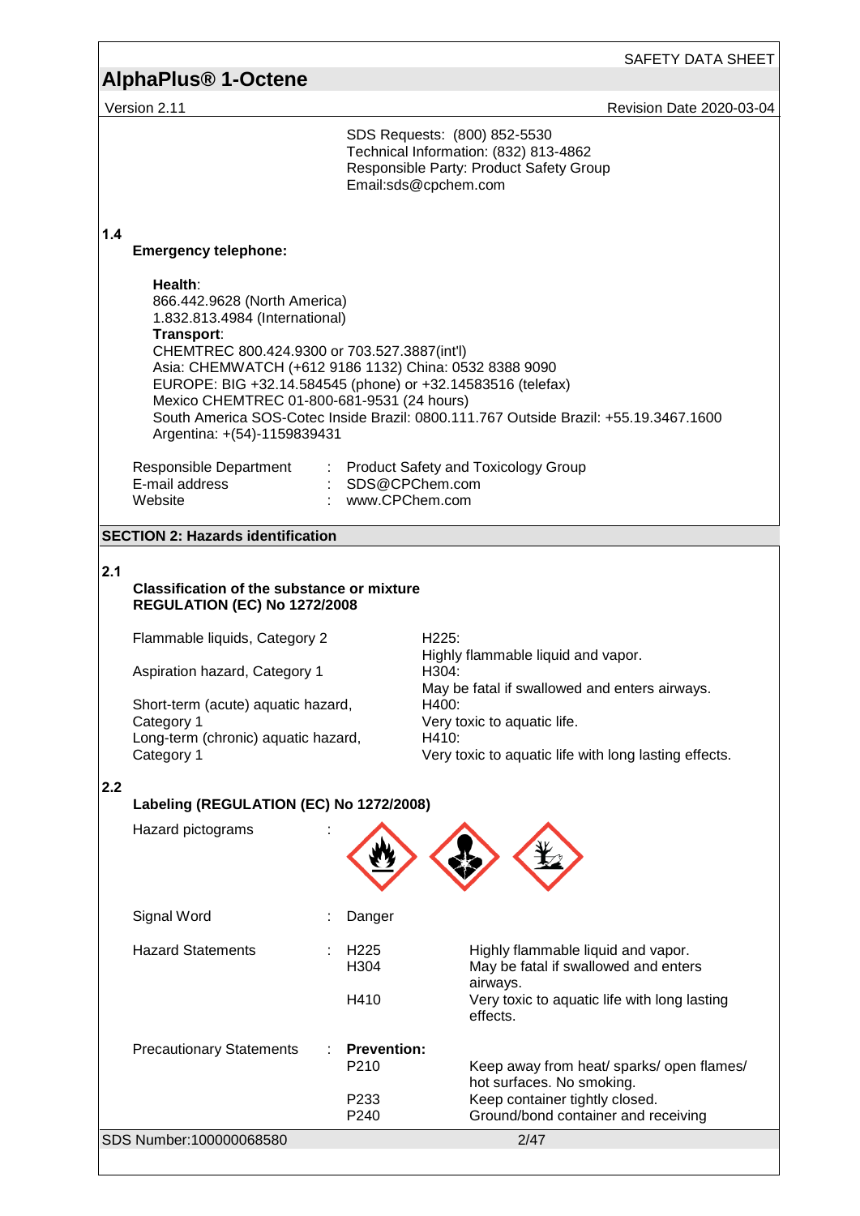SDS Requests: (800) 852-5530
Technical Information: (832) 813-4862
Responsible Party: Product Safety Group
Email:sds@cpchem.com

**1.4**

**Emergency telephone:**

**Health**:
866.442.9628 (North America)
1.832.813.4984 (International)
**Transport**:
CHEMTREC 800.424.9300 or 703.527.3887(int'l)
Asia: CHEMWATCH (+612 9186 1132) China: 0532 8388 9090
EUROPE: BIG +32.14.584545 (phone) or +32.14583516 (telefax)
Mexico CHEMTREC 01-800-681-9531 (24 hours)
South America SOS-Cotec Inside Brazil: 0800.111.767 Outside Brazil: +55.19.3467.1600
Argentina: +(54)-1159839431

| | | |
|---|---|---|
| Responsible Department | : | Product Safety and Toxicology Group |
| E-mail address | : | SDS@CPChem.com |
| Website | : | www.CPChem.com |

## SECTION 2: Hazards identification

**2.1**

**Classification of the substance or mixture**
**REGULATION (EC) No 1272/2008**

| | |
|---|---|
| Flammable liquids, Category 2 | H225: Highly flammable liquid and vapor. |
| Aspiration hazard, Category 1 | H304: May be fatal if swallowed and enters airways. |
| Short-term (acute) aquatic hazard, Category 1 | H400: Very toxic to aquatic life. |
| Long-term (chronic) aquatic hazard, Category 1 | H410: Very toxic to aquatic life with long lasting effects. |

**2.2**

**Labeling (REGULATION (EC) No 1272/2008)**

Hazard pictograms :

Signal Word : Danger

| | | | |
|---|---|---|---|
| Hazard Statements | : | H225 | Highly flammable liquid and vapor. |
| | | H304 | May be fatal if swallowed and enters airways. |
| | | H410 | Very toxic to aquatic life with long lasting effects. |
| Precautionary Statements | : | **Prevention:** | |
| | | P210 | Keep away from heat/ sparks/ open flames/ hot surfaces. No smoking. |
| | | P233 | Keep container tightly closed. |
| | | P240 | Ground/bond container and receiving |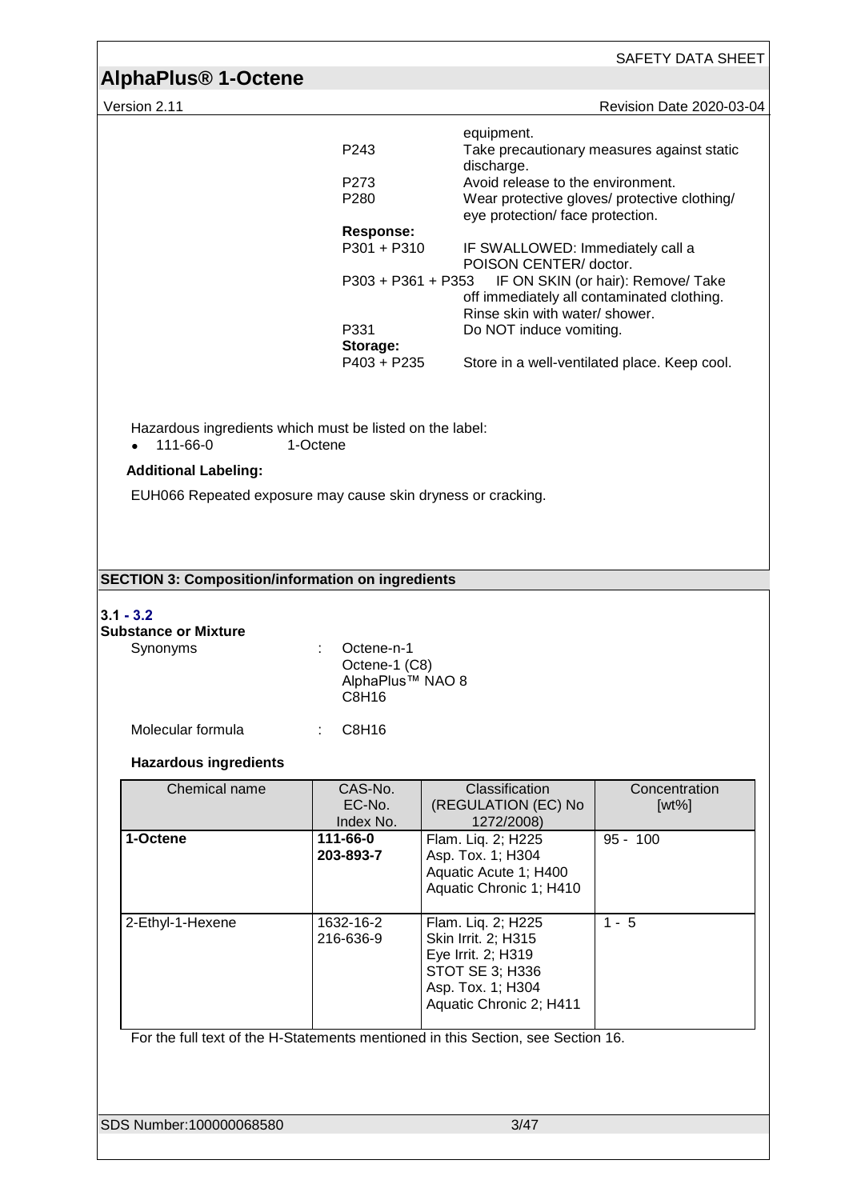| | |
|---|---|
| | equipment. |
| P243 | Take precautionary measures against static discharge. |
| P273 | Avoid release to the environment. |
| P280 | Wear protective gloves/ protective clothing/ eye protection/ face protection. |
| **Response:** | |
| P301 + P310 | IF SWALLOWED: Immediately call a POISON CENTER/ doctor. |
| P303 + P361 + P353 | IF ON SKIN (or hair): Remove/ Take off immediately all contaminated clothing. Rinse skin with water/ shower. |
| P331 | Do NOT induce vomiting. |
| **Storage:** | |
| P403 + P235 | Store in a well-ventilated place. Keep cool. |

Hazardous ingredients which must be listed on the label:

- 111-66-0 1-Octene

**Additional Labeling:**

EUH066 Repeated exposure may cause skin dryness or cracking.

## SECTION 3: Composition/information on ingredients

**3.1 - 3.2**

**Substance or Mixture**

Synonyms : Octene-n-1
Octene-1 (C8)
AlphaPlus™ NAO 8
C8H16

Molecular formula : C8H16

**Hazardous ingredients**

| Chemical name | CAS-No. EC-No. Index No. | Classification (REGULATION (EC) No 1272/2008) | Concentration [wt%] |
|---|---|---|---|
| **1-Octene** | **111-66-0** **203-893-7** | Flam. Liq. 2; H225 Asp. Tox. 1; H304 Aquatic Acute 1; H400 Aquatic Chronic 1; H410 | 95 - 100 |
| 2-Ethyl-1-Hexene | 1632-16-2 216-636-9 | Flam. Liq. 2; H225 Skin Irrit. 2; H315 Eye Irrit. 2; H319 STOT SE 3; H336 Asp. Tox. 1; H304 Aquatic Chronic 2; H411 | 1 - 5 |

For the full text of the H-Statements mentioned in this Section, see Section 16.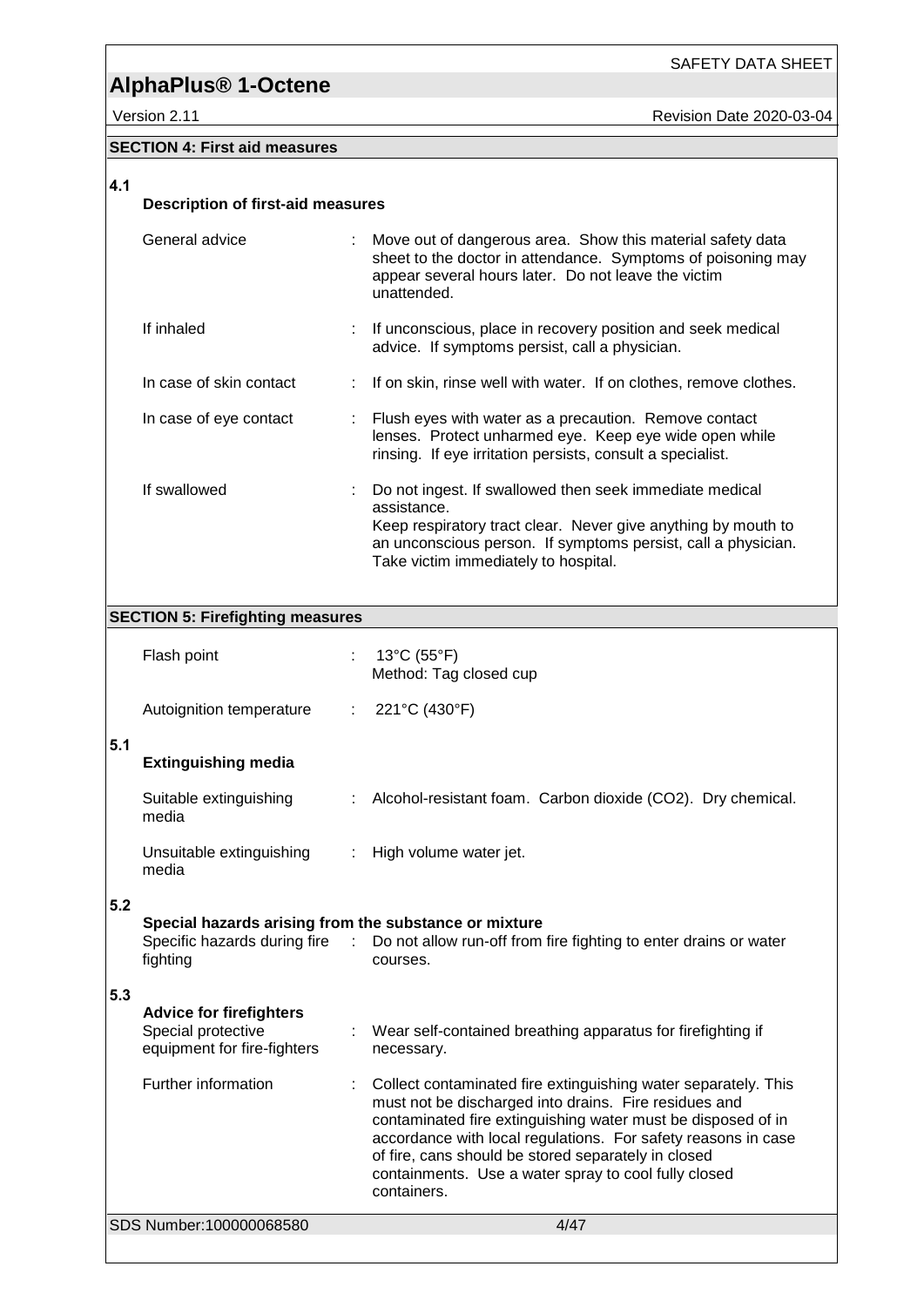## SECTION 4: First aid measures

### 4.1 Description of first-aid measures

| | |
|---|---|
| General advice | Move out of dangerous area. Show this material safety data sheet to the doctor in attendance. Symptoms of poisoning may appear several hours later. Do not leave the victim unattended. |
| If inhaled | If unconscious, place in recovery position and seek medical advice. If symptoms persist, call a physician. |
| In case of skin contact | If on skin, rinse well with water. If on clothes, remove clothes. |
| In case of eye contact | Flush eyes with water as a precaution. Remove contact lenses. Protect unharmed eye. Keep eye wide open while rinsing. If eye irritation persists, consult a specialist. |
| If swallowed | Do not ingest. If swallowed then seek immediate medical assistance.<br>Keep respiratory tract clear. Never give anything by mouth to an unconscious person. If symptoms persist, call a physician. Take victim immediately to hospital. |

## SECTION 5: Firefighting measures

| | |
|---|---|
| Flash point | 13°C (55°F)<br>Method: Tag closed cup |
| Autoignition temperature | 221°C (430°F) |

### 5.1 Extinguishing media

| | |
|---|---|
| Suitable extinguishing media | Alcohol-resistant foam. Carbon dioxide ($CO_2$). Dry chemical. |
| Unsuitable extinguishing media | High volume water jet. |

### 5.2 Special hazards arising from the substance or mixture

| | |
|---|---|
| Specific hazards during fire fighting | Do not allow run-off from fire fighting to enter drains or water courses. |

### 5.3 Advice for firefighters

| | |
|---|---|
| Special protective equipment for fire-fighters | Wear self-contained breathing apparatus for firefighting if necessary. |
| Further information | Collect contaminated fire extinguishing water separately. This must not be discharged into drains. Fire residues and contaminated fire extinguishing water must be disposed of in accordance with local regulations. For safety reasons in case of fire, cans should be stored separately in closed containments. Use a water spray to cool fully closed containers. |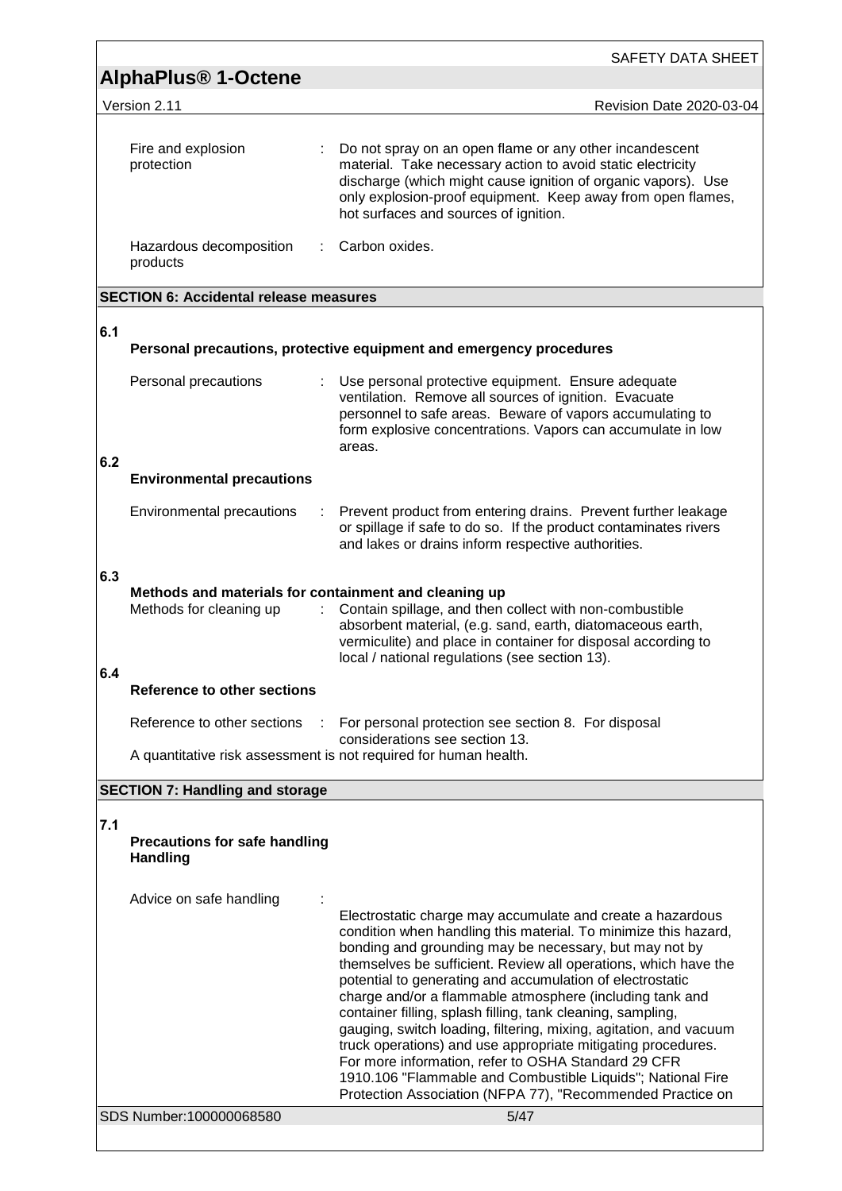| | | |
|---|---|---|
| Fire and explosion protection | : | Do not spray on an open flame or any other incandescent material. Take necessary action to avoid static electricity discharge (which might cause ignition of organic vapors). Use only explosion-proof equipment. Keep away from open flames, hot surfaces and sources of ignition. |
| Hazardous decomposition products | : | Carbon oxides. |

## SECTION 6: Accidental release measures

### 6.1 Personal precautions, protective equipment and emergency procedures

| | | |
|---|---|---|
| Personal precautions | : | Use personal protective equipment. Ensure adequate ventilation. Remove all sources of ignition. Evacuate personnel to safe areas. Beware of vapors accumulating to form explosive concentrations. Vapors can accumulate in low areas. |

### 6.2 Environmental precautions

| | | |
|---|---|---|
| Environmental precautions | : | Prevent product from entering drains. Prevent further leakage or spillage if safe to do so. If the product contaminates rivers and lakes or drains inform respective authorities. |

### 6.3 Methods and materials for containment and cleaning up

| | | |
|---|---|---|
| Methods for cleaning up | : | Contain spillage, and then collect with non-combustible absorbent material, (e.g. sand, earth, diatomaceous earth, vermiculite) and place in container for disposal according to local / national regulations (see section 13). |

### 6.4 Reference to other sections

| | | |
|---|---|---|
| Reference to other sections | : | For personal protection see section 8. For disposal considerations see section 13. |

A quantitative risk assessment is not required for human health.

## SECTION 7: Handling and storage

### 7.1 Precautions for safe handling

**Handling**

| | | |
|---|---|---|
| Advice on safe handling | : | Electrostatic charge may accumulate and create a hazardous condition when handling this material. To minimize this hazard, bonding and grounding may be necessary, but may not by themselves be sufficient. Review all operations, which have the potential to generating and accumulation of electrostatic charge and/or a flammable atmosphere (including tank and container filling, splash filling, tank cleaning, sampling, gauging, switch loading, filtering, mixing, agitation, and vacuum truck operations) and use appropriate mitigating procedures. For more information, refer to OSHA Standard 29 CFR 1910.106 "Flammable and Combustible Liquids"; National Fire Protection Association (NFPA 77), "Recommended Practice on |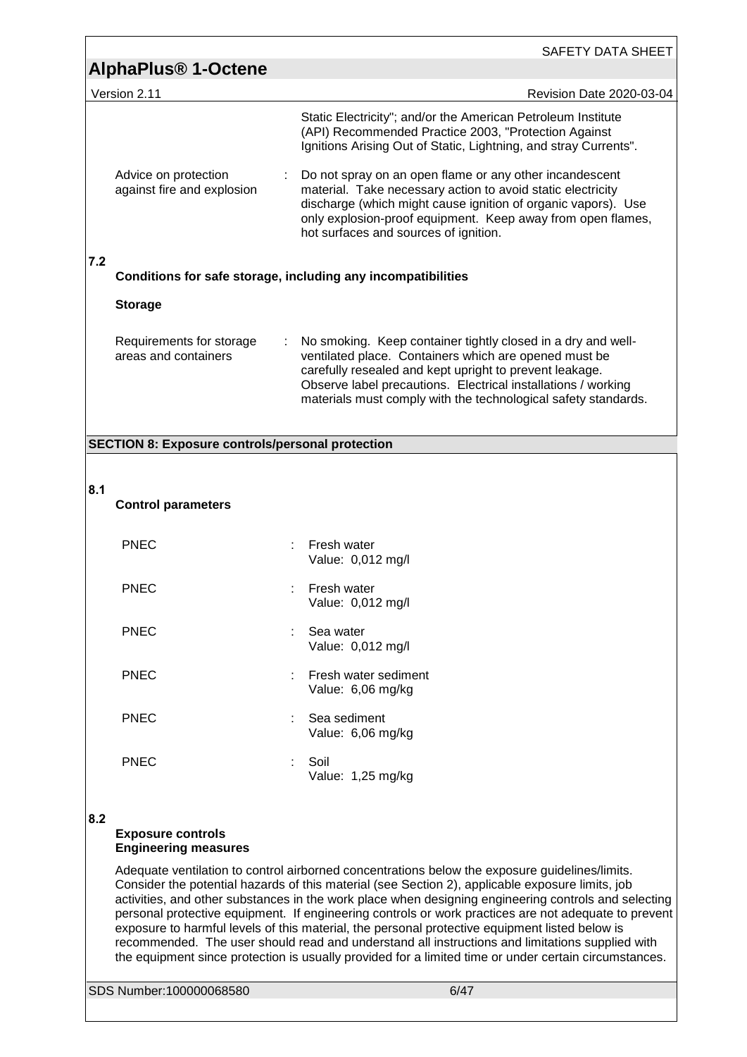Static Electricity"; and/or the American Petroleum Institute (API) Recommended Practice 2003, "Protection Against Ignitions Arising Out of Static, Lightning, and stray Currents".

| | | |
|---|---|---|
| Advice on protection against fire and explosion | : | Do not spray on an open flame or any other incandescent material. Take necessary action to avoid static electricity discharge (which might cause ignition of organic vapors). Use only explosion-proof equipment. Keep away from open flames, hot surfaces and sources of ignition. |

### 7.2 Conditions for safe storage, including any incompatibilities

**Storage**

| | | |
|---|---|---|
| Requirements for storage areas and containers | : | No smoking. Keep container tightly closed in a dry and well-ventilated place. Containers which are opened must be carefully resealed and kept upright to prevent leakage. Observe label precautions. Electrical installations / working materials must comply with the technological safety standards. |

## SECTION 8: Exposure controls/personal protection

### 8.1 Control parameters

| | | |
|---|---|---|
| PNEC | : | Fresh water<br>Value: 0,012 mg/l |
| PNEC | : | Fresh water<br>Value: 0,012 mg/l |
| PNEC | : | Sea water<br>Value: 0,012 mg/l |
| PNEC | : | Fresh water sediment<br>Value: 6,06 mg/kg |
| PNEC | : | Sea sediment<br>Value: 6,06 mg/kg |
| PNEC | : | Soil<br>Value: 1,25 mg/kg |

### 8.2 Exposure controls

**Engineering measures**

Adequate ventilation to control airborned concentrations below the exposure guidelines/limits. Consider the potential hazards of this material (see Section 2), applicable exposure limits, job activities, and other substances in the work place when designing engineering controls and selecting personal protective equipment. If engineering controls or work practices are not adequate to prevent exposure to harmful levels of this material, the personal protective equipment listed below is recommended. The user should read and understand all instructions and limitations supplied with the equipment since protection is usually provided for a limited time or under certain circumstances.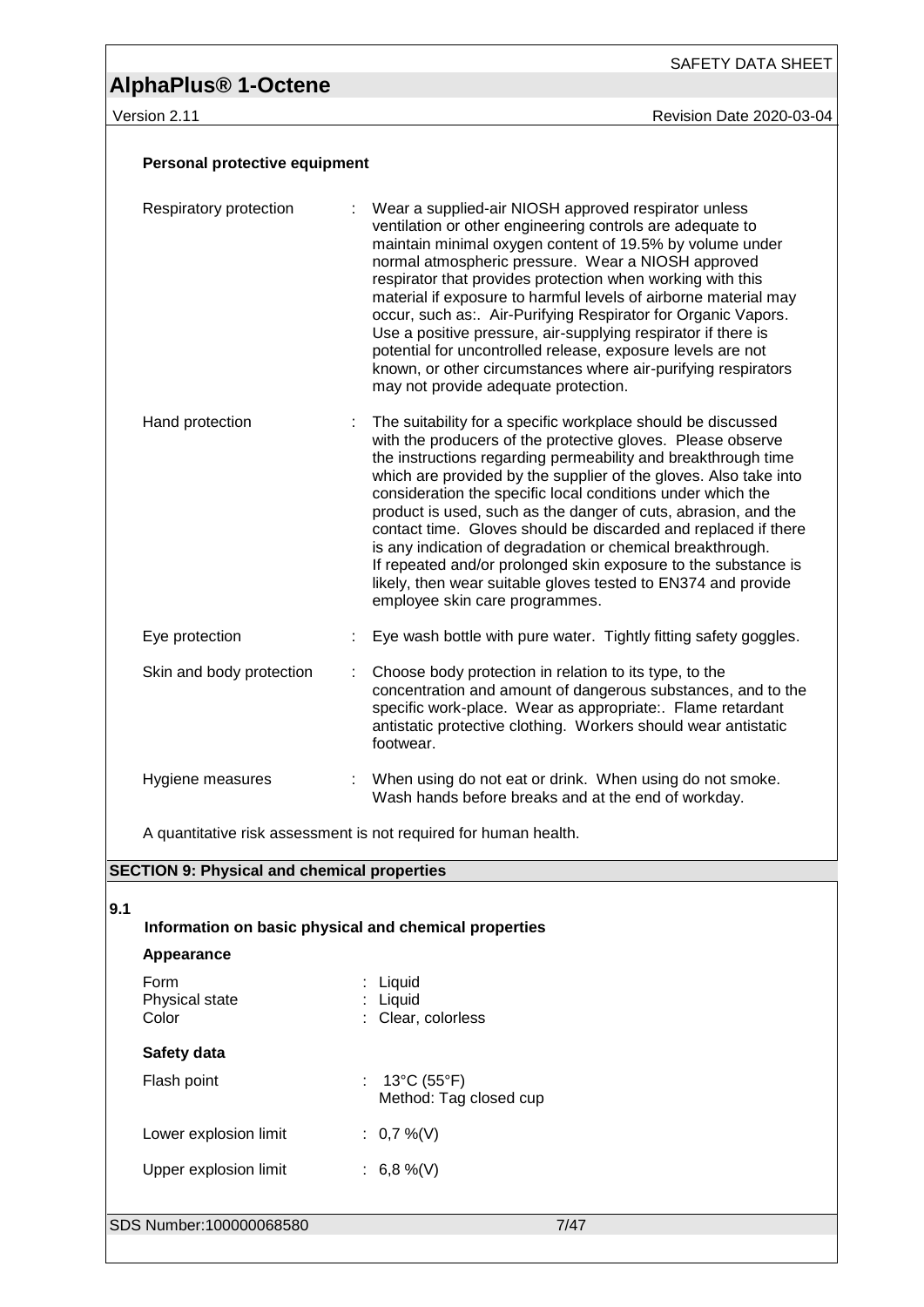**Personal protective equipment**

| | | |
|---|---|---|
| Respiratory protection | : | Wear a supplied-air NIOSH approved respirator unless ventilation or other engineering controls are adequate to maintain minimal oxygen content of 19.5% by volume under normal atmospheric pressure. Wear a NIOSH approved respirator that provides protection when working with this material if exposure to harmful levels of airborne material may occur, such as:. Air-Purifying Respirator for Organic Vapors. Use a positive pressure, air-supplying respirator if there is potential for uncontrolled release, exposure levels are not known, or other circumstances where air-purifying respirators may not provide adequate protection. |
| Hand protection | : | The suitability for a specific workplace should be discussed with the producers of the protective gloves. Please observe the instructions regarding permeability and breakthrough time which are provided by the supplier of the gloves. Also take into consideration the specific local conditions under which the product is used, such as the danger of cuts, abrasion, and the contact time. Gloves should be discarded and replaced if there is any indication of degradation or chemical breakthrough. If repeated and/or prolonged skin exposure to the substance is likely, then wear suitable gloves tested to EN374 and provide employee skin care programmes. |
| Eye protection | : | Eye wash bottle with pure water. Tightly fitting safety goggles. |
| Skin and body protection | : | Choose body protection in relation to its type, to the concentration and amount of dangerous substances, and to the specific work-place. Wear as appropriate:. Flame retardant antistatic protective clothing. Workers should wear antistatic footwear. |
| Hygiene measures | : | When using do not eat or drink. When using do not smoke. Wash hands before breaks and at the end of workday. |

A quantitative risk assessment is not required for human health.

## SECTION 9: Physical and chemical properties

### 9.1 Information on basic physical and chemical properties

**Appearance**

| | | |
|---|---|---|
| Form | : | Liquid |
| Physical state | : | Liquid |
| Color | : | Clear, colorless |

**Safety data**

| | | |
|---|---|---|
| Flash point | : | 13°C (55°F)<br>Method: Tag closed cup |
| Lower explosion limit | : | 0,7 %(V) |
| Upper explosion limit | : | 6,8 %(V) |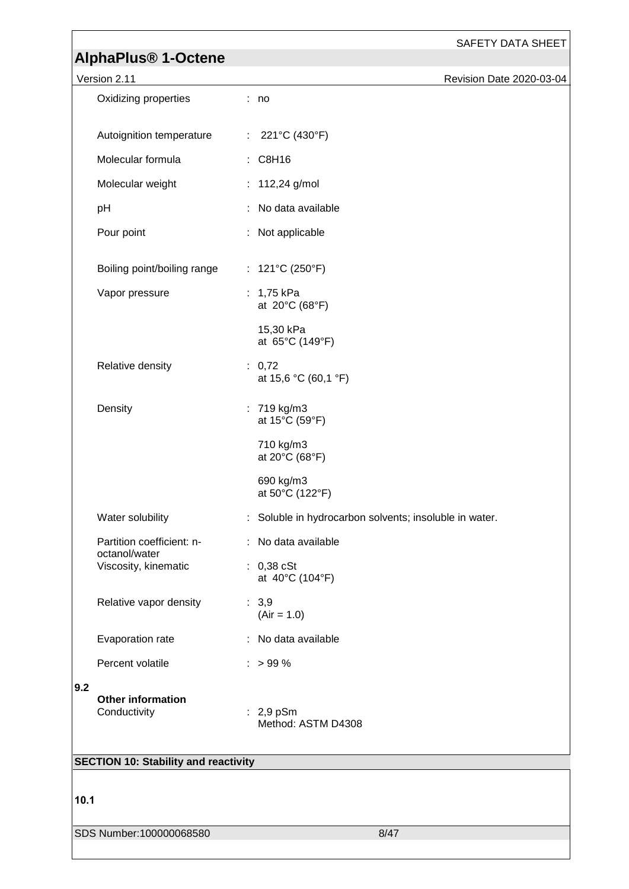| | | |
|---|---|---|
| Oxidizing properties | : | no |
| Autoignition temperature | : | 221°C (430°F) |
| Molecular formula | : | $C_8H_{16}$ |
| Molecular weight | : | 112,24 g/mol |
| pH | : | No data available |
| Pour point | : | Not applicable |
| Boiling point/boiling range | : | 121°C (250°F) |
| Vapor pressure | : | 1,75 kPa at 20°C (68°F)<br>15,30 kPa at 65°C (149°F) |
| Relative density | : | 0,72 at 15,6 °C (60,1 °F) |
| Density | : | 719 kg/m3 at 15°C (59°F)<br>710 kg/m3 at 20°C (68°F)<br>690 kg/m3 at 50°C (122°F) |
| Water solubility | : | Soluble in hydrocarbon solvents; insoluble in water. |
| Partition coefficient: n-octanol/water | : | No data available |
| Viscosity, kinematic | : | 0,38 cSt at 40°C (104°F) |
| Relative vapor density | : | 3,9 (Air = 1.0) |
| Evaporation rate | : | No data available |
| Percent volatile | : | > 99 % |

**9.2 Other information**

| | | |
|---|---|---|
| Conductivity | : | 2,9 pSm<br>Method: ASTM D4308 |

## SECTION 10: Stability and reactivity

**10.1**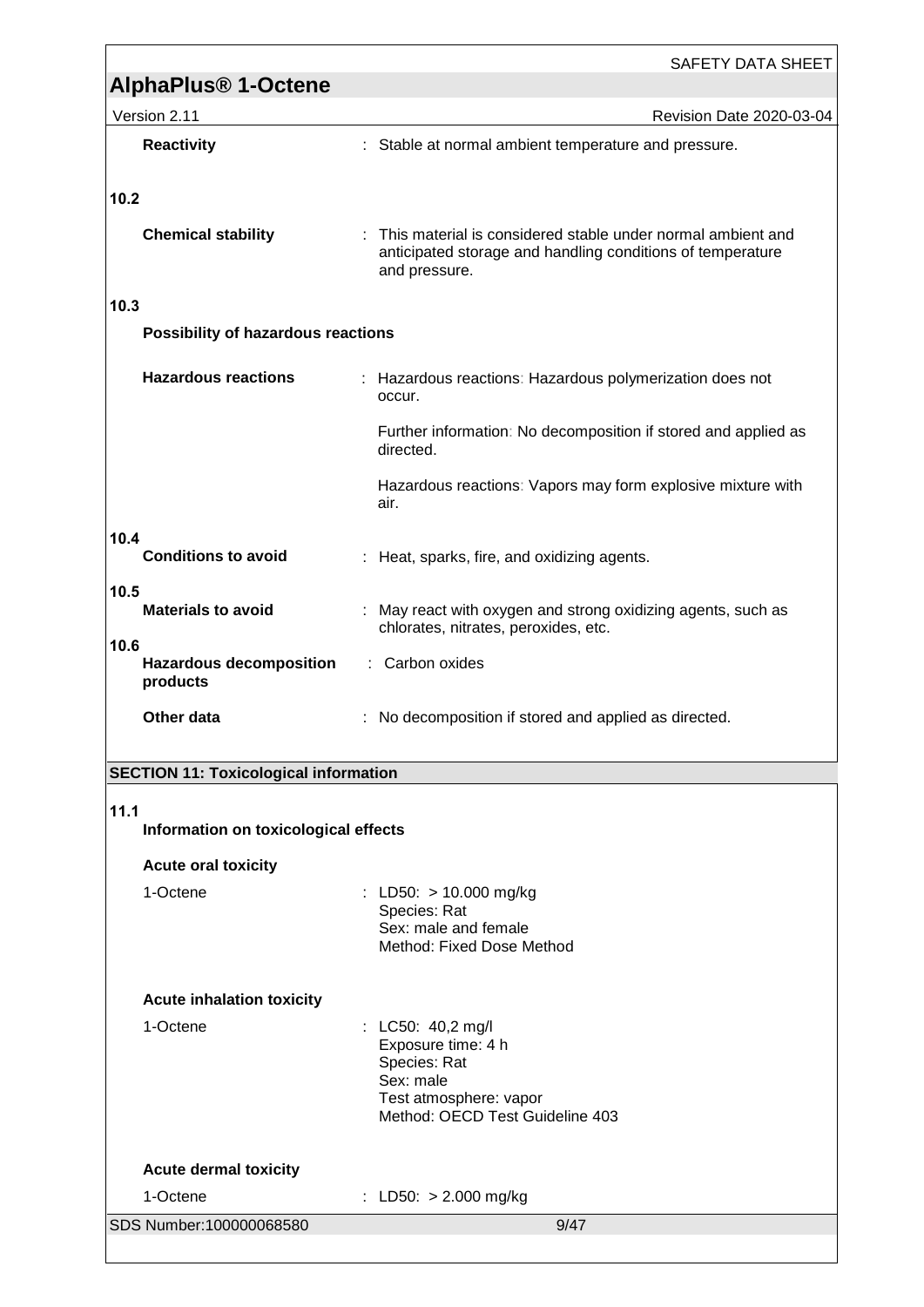**Reactivity** : Stable at normal ambient temperature and pressure.

**10.2**

**Chemical stability** : This material is considered stable under normal ambient and anticipated storage and handling conditions of temperature and pressure.

**10.3**

**Possibility of hazardous reactions**

**Hazardous reactions** : Hazardous reactions: Hazardous polymerization does not occur.

Further information: No decomposition if stored and applied as directed.

Hazardous reactions: Vapors may form explosive mixture with air.

**10.4**

**Conditions to avoid** : Heat, sparks, fire, and oxidizing agents.

**10.5**

**Materials to avoid** : May react with oxygen and strong oxidizing agents, such as chlorates, nitrates, peroxides, etc.

**10.6**

**Hazardous decomposition products** : Carbon oxides

**Other data** : No decomposition if stored and applied as directed.

## SECTION 11: Toxicological information

**11.1**

**Information on toxicological effects**

**Acute oral toxicity**

1-Octene : LD50: > 10.000 mg/kg
Species: Rat
Sex: male and female
Method: Fixed Dose Method

**Acute inhalation toxicity**

1-Octene : LC50: 40,2 mg/l
Exposure time: 4 h
Species: Rat
Sex: male
Test atmosphere: vapor
Method: OECD Test Guideline 403

**Acute dermal toxicity**

1-Octene : LD50: > 2.000 mg/kg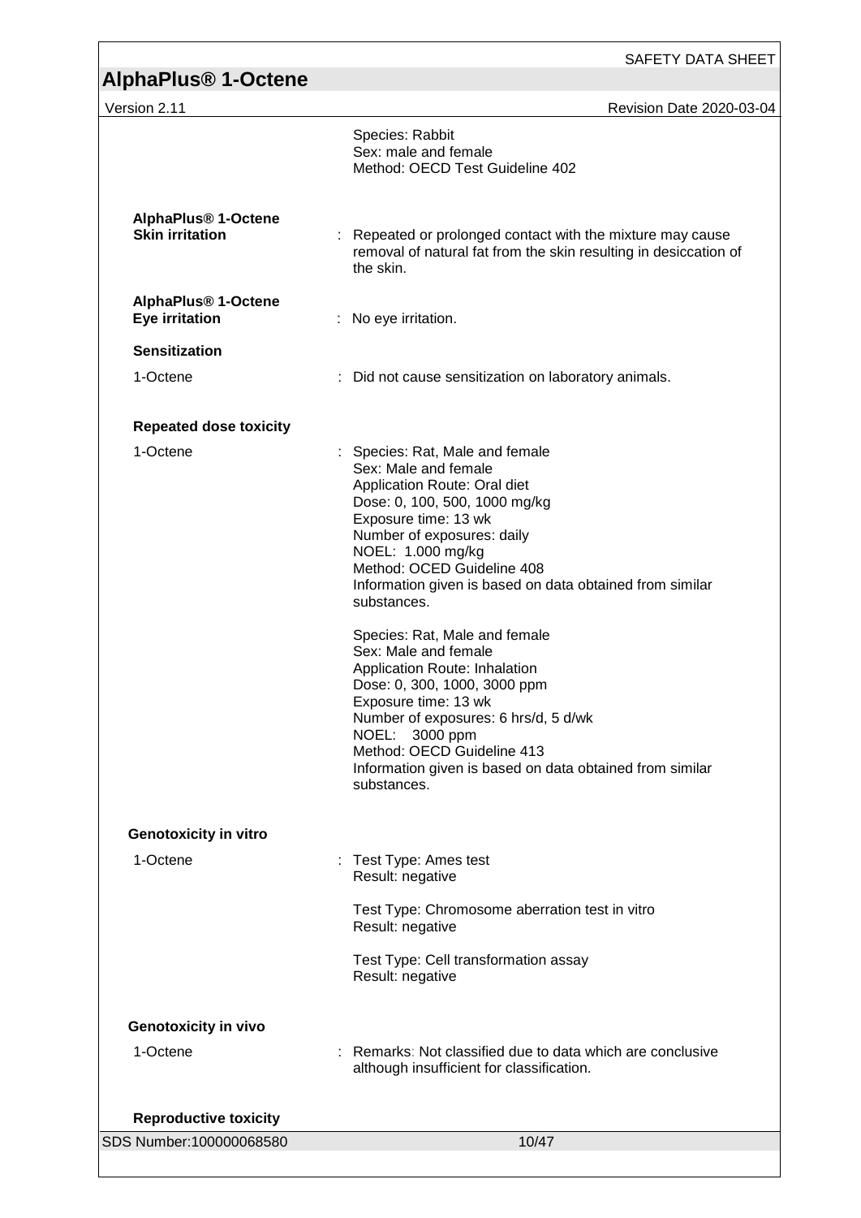Species: Rabbit
Sex: male and female
Method: OECD Test Guideline 402

**AlphaPlus® 1-Octene**
**Skin irritation** : Repeated or prolonged contact with the mixture may cause removal of natural fat from the skin resulting in desiccation of the skin.

**AlphaPlus® 1-Octene**
**Eye irritation** : No eye irritation.

**Sensitization**

1-Octene : Did not cause sensitization on laboratory animals.

**Repeated dose toxicity**

1-Octene : Species: Rat, Male and female
Sex: Male and female
Application Route: Oral diet
Dose: 0, 100, 500, 1000 mg/kg
Exposure time: 13 wk
Number of exposures: daily
NOEL: 1.000 mg/kg
Method: OCED Guideline 408
Information given is based on data obtained from similar substances.

Species: Rat, Male and female
Sex: Male and female
Application Route: Inhalation
Dose: 0, 300, 1000, 3000 ppm
Exposure time: 13 wk
Number of exposures: 6 hrs/d, 5 d/wk
NOEL: 3000 ppm
Method: OECD Guideline 413
Information given is based on data obtained from similar substances.

**Genotoxicity in vitro**

1-Octene : Test Type: Ames test
Result: negative

Test Type: Chromosome aberration test in vitro
Result: negative

Test Type: Cell transformation assay
Result: negative

**Genotoxicity in vivo**

1-Octene : Remarks: Not classified due to data which are conclusive although insufficient for classification.

**Reproductive toxicity**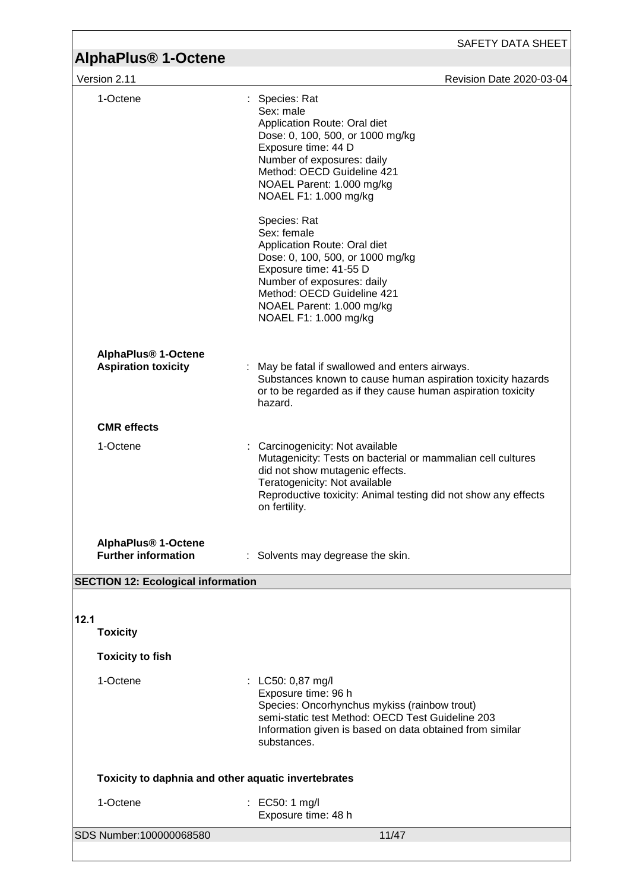1-Octene : Species: Rat
Sex: male
Application Route: Oral diet
Dose: 0, 100, 500, or 1000 mg/kg
Exposure time: 44 D
Number of exposures: daily
Method: OECD Guideline 421
NOAEL Parent: 1.000 mg/kg
NOAEL F1: 1.000 mg/kg

Species: Rat
Sex: female
Application Route: Oral diet
Dose: 0, 100, 500, or 1000 mg/kg
Exposure time: 41-55 D
Number of exposures: daily
Method: OECD Guideline 421
NOAEL Parent: 1.000 mg/kg
NOAEL F1: 1.000 mg/kg

**AlphaPlus® 1-Octene**
**Aspiration toxicity** : May be fatal if swallowed and enters airways.
Substances known to cause human aspiration toxicity hazards or to be regarded as if they cause human aspiration toxicity hazard.

**CMR effects**

1-Octene : Carcinogenicity: Not available
Mutagenicity: Tests on bacterial or mammalian cell cultures did not show mutagenic effects.
Teratogenicity: Not available
Reproductive toxicity: Animal testing did not show any effects on fertility.

**AlphaPlus® 1-Octene**
**Further information** : Solvents may degrease the skin.

## SECTION 12: Ecological information

**12.1**
**Toxicity**

**Toxicity to fish**

1-Octene : LC50: 0,87 mg/l
Exposure time: 96 h
Species: Oncorhynchus mykiss (rainbow trout)
semi-static test Method: OECD Test Guideline 203
Information given is based on data obtained from similar substances.

**Toxicity to daphnia and other aquatic invertebrates**

1-Octene : EC50: 1 mg/l
Exposure time: 48 h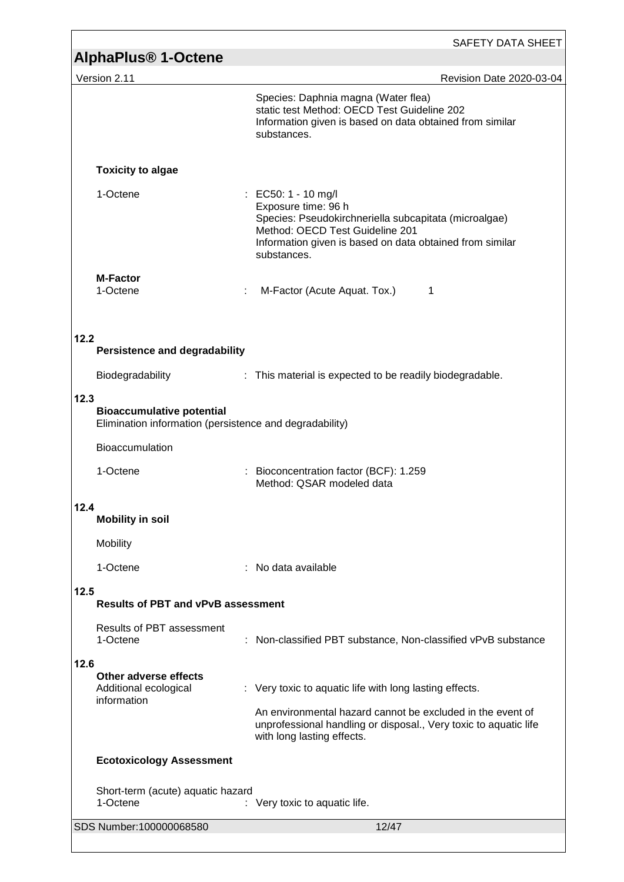Species: Daphnia magna (Water flea)
static test Method: OECD Test Guideline 202
Information given is based on data obtained from similar substances.

**Toxicity to algae**

1-Octene : EC50: 1 - 10 mg/l
Exposure time: 96 h
Species: Pseudokirchneriella subcapitata (microalgae)
Method: OECD Test Guideline 201
Information given is based on data obtained from similar substances.

**M-Factor**
1-Octene : M-Factor (Acute Aquat. Tox.) 1

## 12.2 Persistence and degradability

Biodegradability : This material is expected to be readily biodegradable.

## 12.3 Bioaccumulative potential

Elimination information (persistence and degradability)

Bioaccumulation

1-Octene : Bioconcentration factor (BCF): 1.259
Method: QSAR modeled data

## 12.4 Mobility in soil

Mobility

1-Octene : No data available

## 12.5 Results of PBT and vPvB assessment

Results of PBT assessment
1-Octene : Non-classified PBT substance, Non-classified vPvB substance

## 12.6 Other adverse effects

Additional ecological information : Very toxic to aquatic life with long lasting effects.

An environmental hazard cannot be excluded in the event of unprofessional handling or disposal., Very toxic to aquatic life with long lasting effects.

**Ecotoxicology Assessment**

Short-term (acute) aquatic hazard
1-Octene : Very toxic to aquatic life.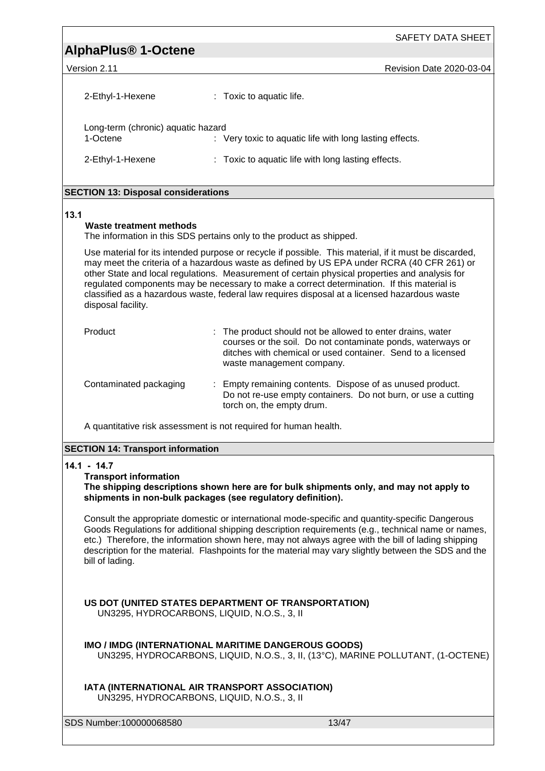2-Ethyl-1-Hexene : Toxic to aquatic life.

Long-term (chronic) aquatic hazard

1-Octene : Very toxic to aquatic life with long lasting effects.

2-Ethyl-1-Hexene : Toxic to aquatic life with long lasting effects.

## SECTION 13: Disposal considerations

**13.1**

**Waste treatment methods**

The information in this SDS pertains only to the product as shipped.

Use material for its intended purpose or recycle if possible. This material, if it must be discarded, may meet the criteria of a hazardous waste as defined by US EPA under RCRA (40 CFR 261) or other State and local regulations. Measurement of certain physical properties and analysis for regulated components may be necessary to make a correct determination. If this material is classified as a hazardous waste, federal law requires disposal at a licensed hazardous waste disposal facility.

Product : The product should not be allowed to enter drains, water courses or the soil. Do not contaminate ponds, waterways or ditches with chemical or used container. Send to a licensed waste management company.

Contaminated packaging : Empty remaining contents. Dispose of as unused product. Do not re-use empty containers. Do not burn, or use a cutting torch on, the empty drum.

A quantitative risk assessment is not required for human health.

## SECTION 14: Transport information

**14.1 - 14.7**

**Transport information**

**The shipping descriptions shown here are for bulk shipments only, and may not apply to shipments in non-bulk packages (see regulatory definition).**

Consult the appropriate domestic or international mode-specific and quantity-specific Dangerous Goods Regulations for additional shipping description requirements (e.g., technical name or names, etc.) Therefore, the information shown here, may not always agree with the bill of lading shipping description for the material. Flashpoints for the material may vary slightly between the SDS and the bill of lading.

**US DOT (UNITED STATES DEPARTMENT OF TRANSPORTATION)**

UN3295, HYDROCARBONS, LIQUID, N.O.S., 3, II

**IMO / IMDG (INTERNATIONAL MARITIME DANGEROUS GOODS)**

UN3295, HYDROCARBONS, LIQUID, N.O.S., 3, II, (13°C), MARINE POLLUTANT, (1-OCTENE)

**IATA (INTERNATIONAL AIR TRANSPORT ASSOCIATION)**

UN3295, HYDROCARBONS, LIQUID, N.O.S., 3, II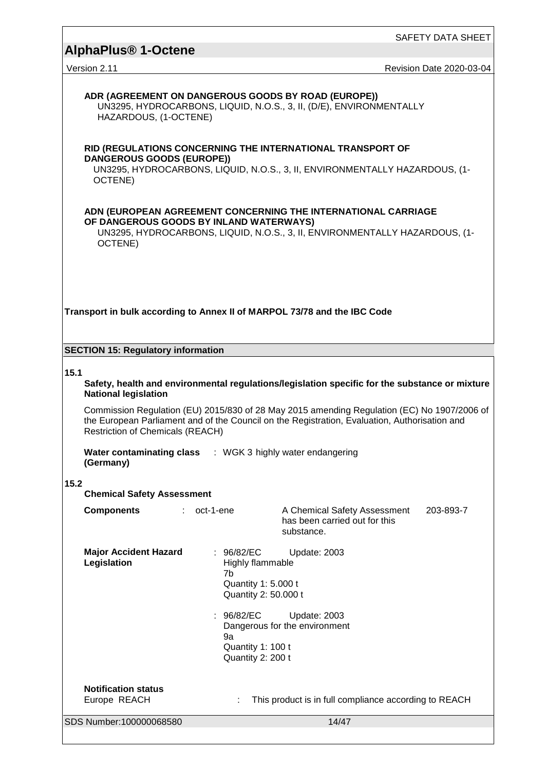**ADR (AGREEMENT ON DANGEROUS GOODS BY ROAD (EUROPE))**

UN3295, HYDROCARBONS, LIQUID, N.O.S., 3, II, (D/E), ENVIRONMENTALLY HAZARDOUS, (1-OCTENE)

**RID (REGULATIONS CONCERNING THE INTERNATIONAL TRANSPORT OF DANGEROUS GOODS (EUROPE))**

UN3295, HYDROCARBONS, LIQUID, N.O.S., 3, II, ENVIRONMENTALLY HAZARDOUS, (1-OCTENE)

**ADN (EUROPEAN AGREEMENT CONCERNING THE INTERNATIONAL CARRIAGE OF DANGEROUS GOODS BY INLAND WATERWAYS)**

UN3295, HYDROCARBONS, LIQUID, N.O.S., 3, II, ENVIRONMENTALLY HAZARDOUS, (1-OCTENE)

**Transport in bulk according to Annex II of MARPOL 73/78 and the IBC Code**

## SECTION 15: Regulatory information

**15.1**

**Safety, health and environmental regulations/legislation specific for the substance or mixture**
**National legislation**

Commission Regulation (EU) 2015/830 of 28 May 2015 amending Regulation (EC) No 1907/2006 of the European Parliament and of the Council on the Registration, Evaluation, Authorisation and Restriction of Chemicals (REACH)

**Water contaminating class (Germany)** : WGK 3 highly water endangering

**15.2**

**Chemical Safety Assessment**

**Components** : oct-1-ene — A Chemical Safety Assessment has been carried out for this substance. — 203-893-7

**Major Accident Hazard Legislation** : 96/82/EC Update: 2003
Highly flammable
7b
Quantity 1: 5.000 t
Quantity 2: 50.000 t

: 96/82/EC Update: 2003
Dangerous for the environment
9a
Quantity 1: 100 t
Quantity 2: 200 t

**Notification status**

Europe REACH : This product is in full compliance according to REACH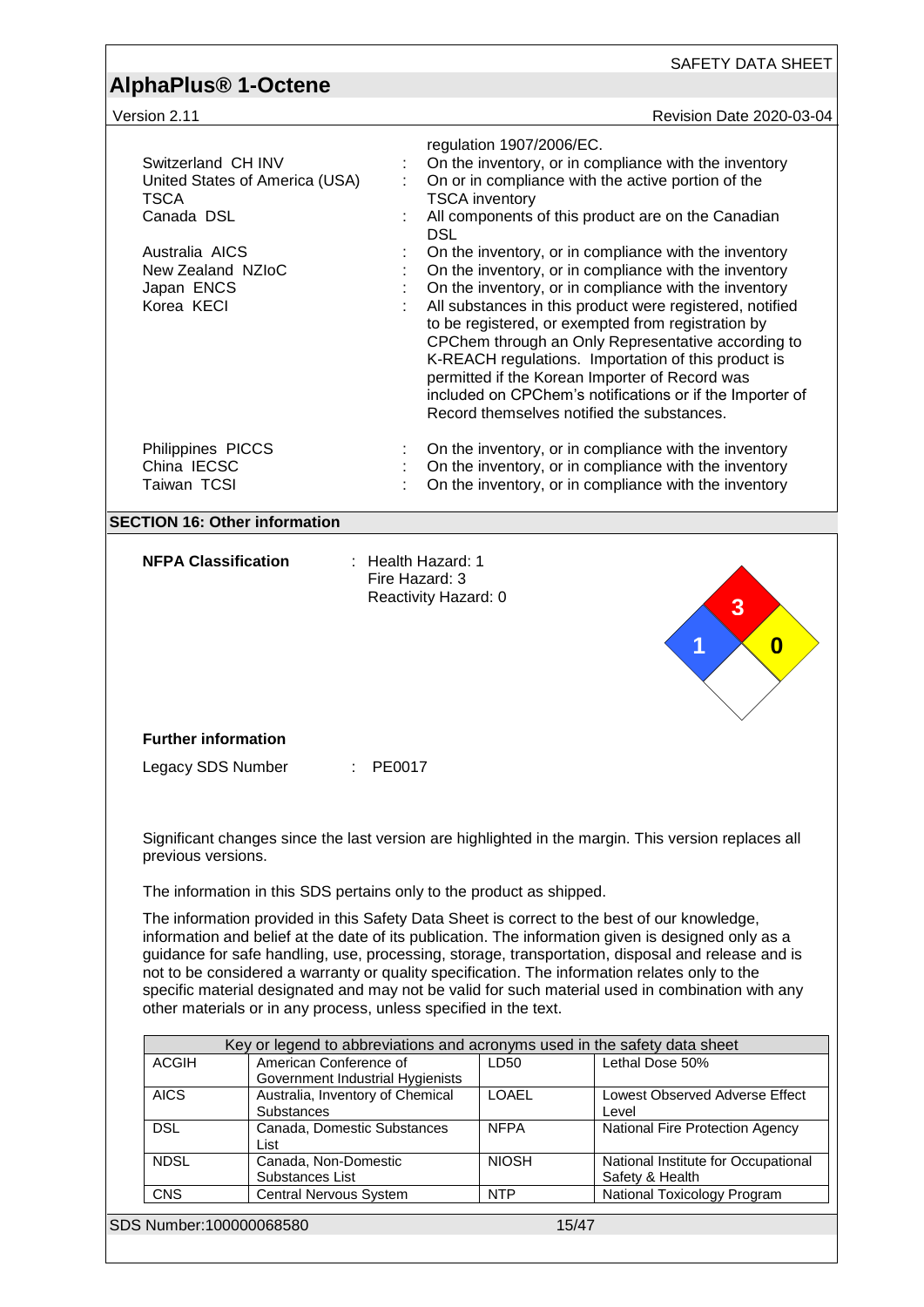regulation 1907/2006/EC.

| | | |
|---|---|---|
| Switzerland CH INV | : | On the inventory, or in compliance with the inventory |
| United States of America (USA) TSCA | : | On or in compliance with the active portion of the TSCA inventory |
| Canada DSL | : | All components of this product are on the Canadian DSL |
| Australia AICS | : | On the inventory, or in compliance with the inventory |
| New Zealand NZIoC | : | On the inventory, or in compliance with the inventory |
| Japan ENCS | : | On the inventory, or in compliance with the inventory |
| Korea KECI | : | All substances in this product were registered, notified to be registered, or exempted from registration by CPChem through an Only Representative according to K-REACH regulations. Importation of this product is permitted if the Korean Importer of Record was included on CPChem's notifications or if the Importer of Record themselves notified the substances. |
| Philippines PICCS | : | On the inventory, or in compliance with the inventory |
| China IECSC | : | On the inventory, or in compliance with the inventory |
| Taiwan TCSI | : | On the inventory, or in compliance with the inventory |

## SECTION 16: Other information

**NFPA Classification** : Health Hazard: 1
Fire Hazard: 3
Reactivity Hazard: 0

**Further information**

Legacy SDS Number : PE0017

Significant changes since the last version are highlighted in the margin. This version replaces all previous versions.

The information in this SDS pertains only to the product as shipped.

The information provided in this Safety Data Sheet is correct to the best of our knowledge, information and belief at the date of its publication. The information given is designed only as a guidance for safe handling, use, processing, storage, transportation, disposal and release and is not to be considered a warranty or quality specification. The information relates only to the specific material designated and may not be valid for such material used in combination with any other materials or in any process, unless specified in the text.

| Key or legend to abbreviations and acronyms used in the safety data sheet | | | |
|---|---|---|---|
| ACGIH | American Conference of Government Industrial Hygienists | LD50 | Lethal Dose 50% |
| AICS | Australia, Inventory of Chemical Substances | LOAEL | Lowest Observed Adverse Effect Level |
| DSL | Canada, Domestic Substances List | NFPA | National Fire Protection Agency |
| NDSL | Canada, Non-Domestic Substances List | NIOSH | National Institute for Occupational Safety & Health |
| CNS | Central Nervous System | NTP | National Toxicology Program |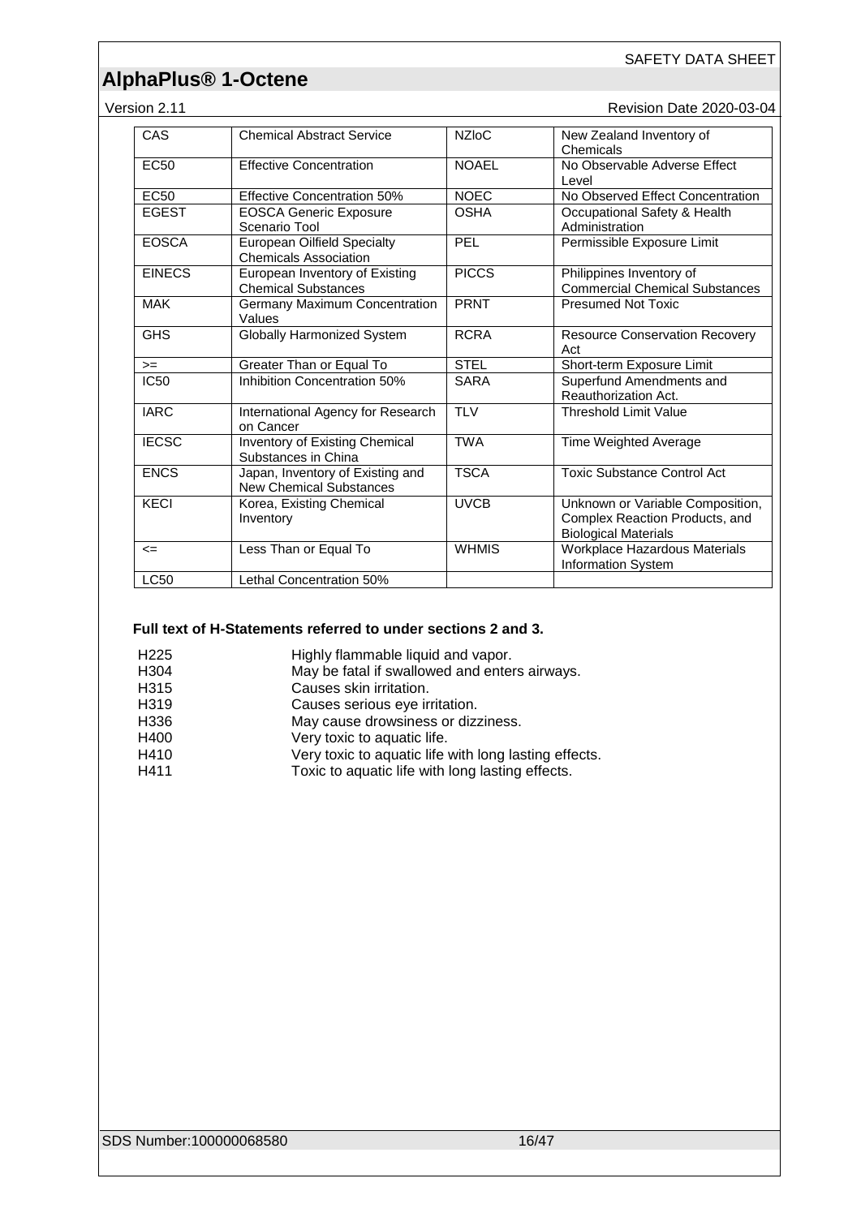| CAS | Chemical Abstract Service | NZIoC | New Zealand Inventory of Chemicals |
|---|---|---|---|
| EC50 | Effective Concentration | NOAEL | No Observable Adverse Effect Level |
| EC50 | Effective Concentration 50% | NOEC | No Observed Effect Concentration |
| EGEST | EOSCA Generic Exposure Scenario Tool | OSHA | Occupational Safety & Health Administration |
| EOSCA | European Oilfield Specialty Chemicals Association | PEL | Permissible Exposure Limit |
| EINECS | European Inventory of Existing Chemical Substances | PICCS | Philippines Inventory of Commercial Chemical Substances |
| MAK | Germany Maximum Concentration Values | PRNT | Presumed Not Toxic |
| GHS | Globally Harmonized System | RCRA | Resource Conservation Recovery Act |
| >= | Greater Than or Equal To | STEL | Short-term Exposure Limit |
| IC50 | Inhibition Concentration 50% | SARA | Superfund Amendments and Reauthorization Act. |
| IARC | International Agency for Research on Cancer | TLV | Threshold Limit Value |
| IECSC | Inventory of Existing Chemical Substances in China | TWA | Time Weighted Average |
| ENCS | Japan, Inventory of Existing and New Chemical Substances | TSCA | Toxic Substance Control Act |
| KECI | Korea, Existing Chemical Inventory | UVCB | Unknown or Variable Composition, Complex Reaction Products, and Biological Materials |
| <= | Less Than or Equal To | WHMIS | Workplace Hazardous Materials Information System |
| LC50 | Lethal Concentration 50% | | |

**Full text of H-Statements referred to under sections 2 and 3.**

| | |
|---|---|
| H225 | Highly flammable liquid and vapor. |
| H304 | May be fatal if swallowed and enters airways. |
| H315 | Causes skin irritation. |
| H319 | Causes serious eye irritation. |
| H336 | May cause drowsiness or dizziness. |
| H400 | Very toxic to aquatic life. |
| H410 | Very toxic to aquatic life with long lasting effects. |
| H411 | Toxic to aquatic life with long lasting effects. |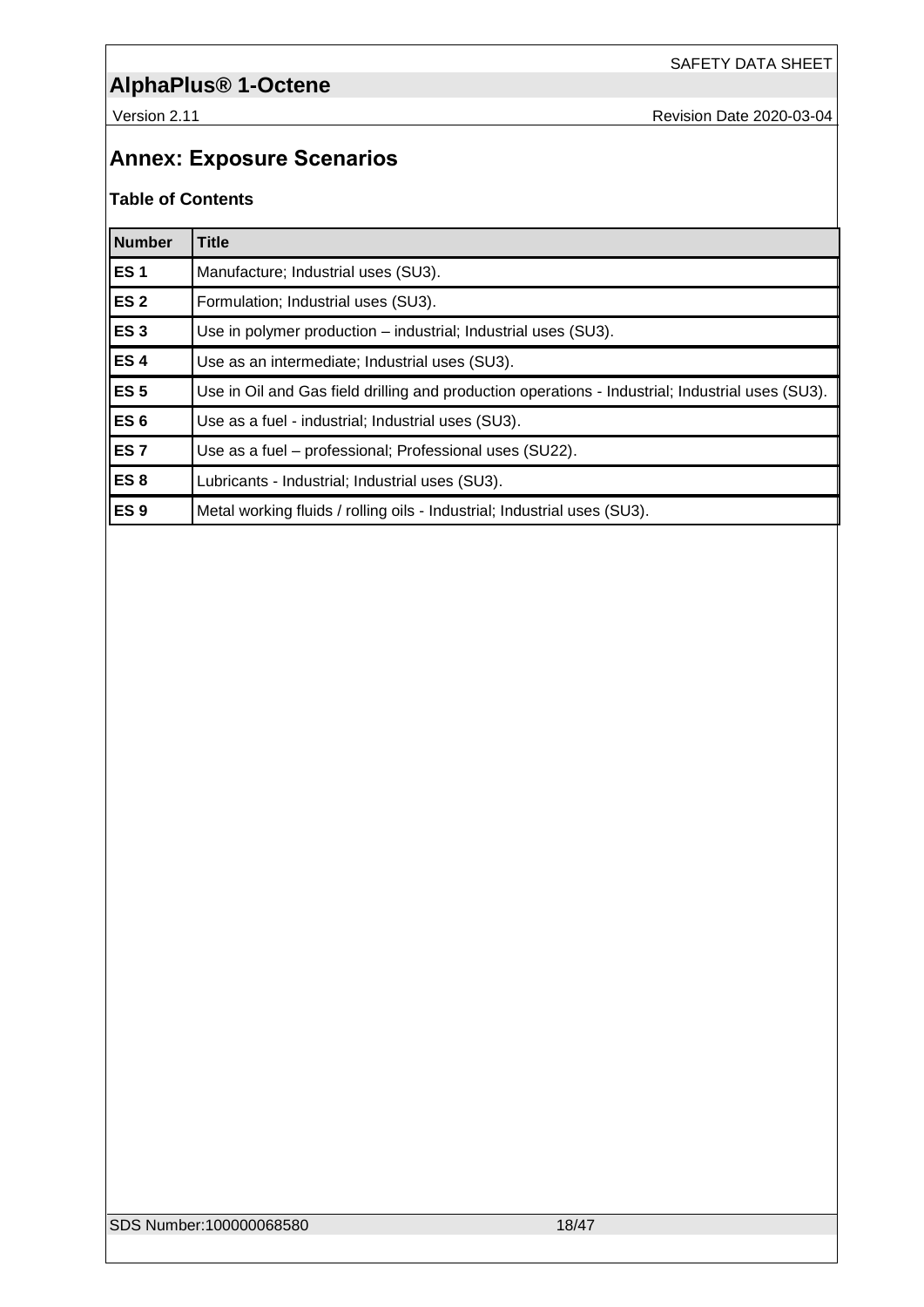## Annex: Exposure Scenarios

### Table of Contents

| Number | Title |
|---|---|
| ES 1 | Manufacture; Industrial uses (SU3). |
| ES 2 | Formulation; Industrial uses (SU3). |
| ES 3 | Use in polymer production – industrial; Industrial uses (SU3). |
| ES 4 | Use as an intermediate; Industrial uses (SU3). |
| ES 5 | Use in Oil and Gas field drilling and production operations - Industrial; Industrial uses (SU3). |
| ES 6 | Use as a fuel - industrial; Industrial uses (SU3). |
| ES 7 | Use as a fuel – professional; Professional uses (SU22). |
| ES 8 | Lubricants - Industrial; Industrial uses (SU3). |
| ES 9 | Metal working fluids / rolling oils - Industrial; Industrial uses (SU3). |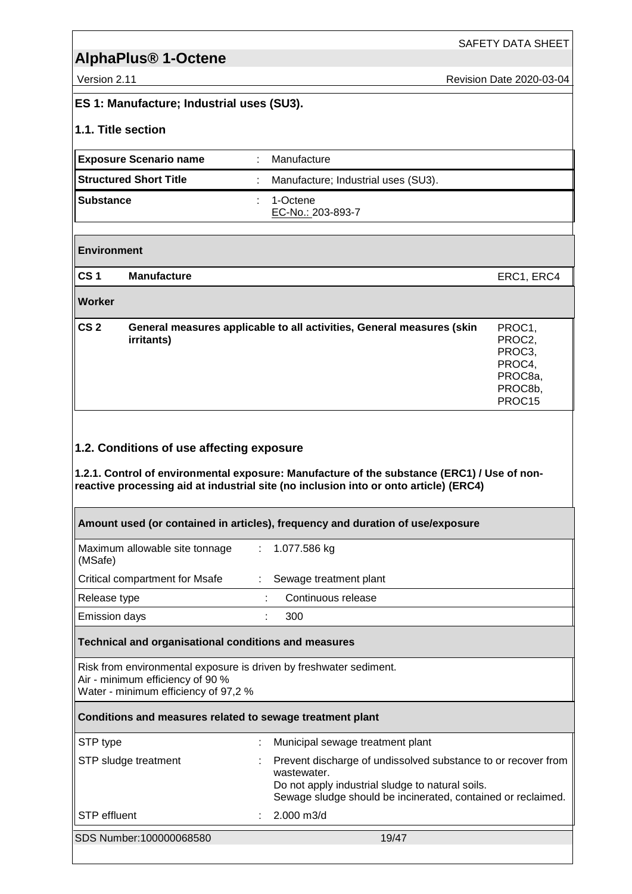## ES 1: Manufacture; Industrial uses (SU3).

### 1.1. Title section

| | | |
|---|---|---|
| **Exposure Scenario name** | : | Manufacture |
| **Structured Short Title** | : | Manufacture; Industrial uses (SU3). |
| **Substance** | : | 1-Octene<br>EC-No.: 203-893-7 |

| | | |
|---|---|---|
| **Environment** | | |
| **CS 1** | **Manufacture** | ERC1, ERC4 |
| **Worker** | | |
| **CS 2** | **General measures applicable to all activities, General measures (skin irritants)** | PROC1, PROC2, PROC3, PROC4, PROC8a, PROC8b, PROC15 |

### 1.2. Conditions of use affecting exposure

#### 1.2.1. Control of environmental exposure: Manufacture of the substance (ERC1) / Use of non-reactive processing aid at industrial site (no inclusion into or onto article) (ERC4)

| **Amount used (or contained in articles), frequency and duration of use/exposure** | | |
|---|---|---|
| Maximum allowable site tonnage (MSafe) | : | 1.077.586 kg |
| Critical compartment for Msafe | : | Sewage treatment plant |
| Release type | : | Continuous release |
| Emission days | : | 300 |

**Technical and organisational conditions and measures**

Risk from environmental exposure is driven by freshwater sediment.
Air - minimum efficiency of 90 %
Water - minimum efficiency of 97,2 %

| **Conditions and measures related to sewage treatment plant** | | |
|---|---|---|
| STP type | : | Municipal sewage treatment plant |
| STP sludge treatment | : | Prevent discharge of undissolved substance to or recover from wastewater.<br>Do not apply industrial sludge to natural soils.<br>Sewage sludge should be incinerated, contained or reclaimed. |
| STP effluent | : | 2.000 m3/d |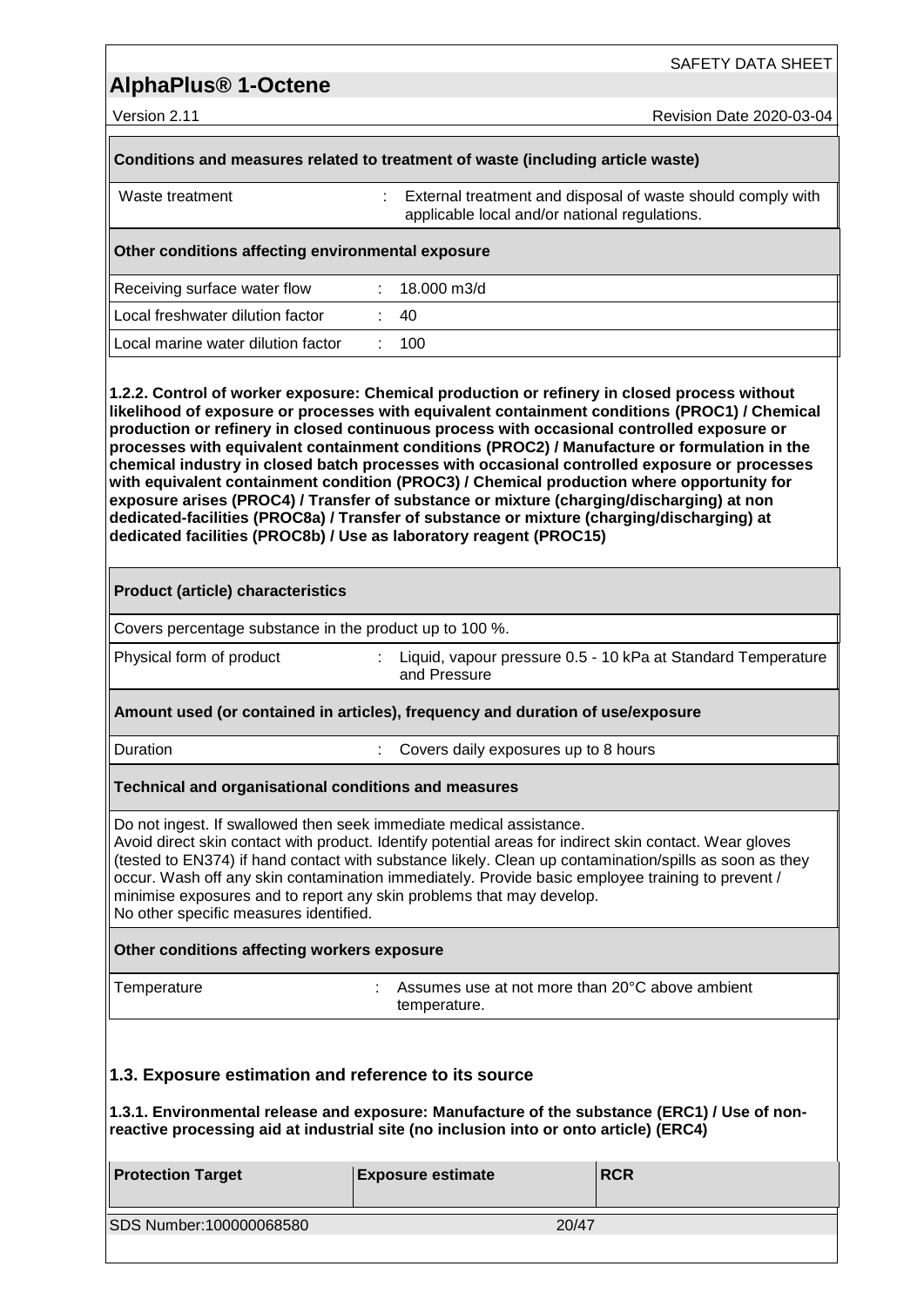**Conditions and measures related to treatment of waste (including article waste)**

| | | |
|---|---|---|
| Waste treatment | : | External treatment and disposal of waste should comply with applicable local and/or national regulations. |

**Other conditions affecting environmental exposure**

| | | |
|---|---|---|
| Receiving surface water flow | : | 18.000 m3/d |
| Local freshwater dilution factor | : | 40 |
| Local marine water dilution factor | : | 100 |

**1.2.2. Control of worker exposure: Chemical production or refinery in closed process without likelihood of exposure or processes with equivalent containment conditions (PROC1) / Chemical production or refinery in closed continuous process with occasional controlled exposure or processes with equivalent containment conditions (PROC2) / Manufacture or formulation in the chemical industry in closed batch processes with occasional controlled exposure or processes with equivalent containment condition (PROC3) / Chemical production where opportunity for exposure arises (PROC4) / Transfer of substance or mixture (charging/discharging) at non dedicated-facilities (PROC8a) / Transfer of substance or mixture (charging/discharging) at dedicated facilities (PROC8b) / Use as laboratory reagent (PROC15)**

**Product (article) characteristics**

Covers percentage substance in the product up to 100 %.

| | | |
|---|---|---|
| Physical form of product | : | Liquid, vapour pressure 0.5 - 10 kPa at Standard Temperature and Pressure |

**Amount used (or contained in articles), frequency and duration of use/exposure**

| | | |
|---|---|---|
| Duration | : | Covers daily exposures up to 8 hours |

**Technical and organisational conditions and measures**

Do not ingest. If swallowed then seek immediate medical assistance.
Avoid direct skin contact with product. Identify potential areas for indirect skin contact. Wear gloves (tested to EN374) if hand contact with substance likely. Clean up contamination/spills as soon as they occur. Wash off any skin contamination immediately. Provide basic employee training to prevent / minimise exposures and to report any skin problems that may develop.
No other specific measures identified.

**Other conditions affecting workers exposure**

| | | |
|---|---|---|
| Temperature | : | Assumes use at not more than 20°C above ambient temperature. |

## 1.3. Exposure estimation and reference to its source

**1.3.1. Environmental release and exposure: Manufacture of the substance (ERC1) / Use of non-reactive processing aid at industrial site (no inclusion into or onto article) (ERC4)**

| Protection Target | Exposure estimate | RCR |
|---|---|---|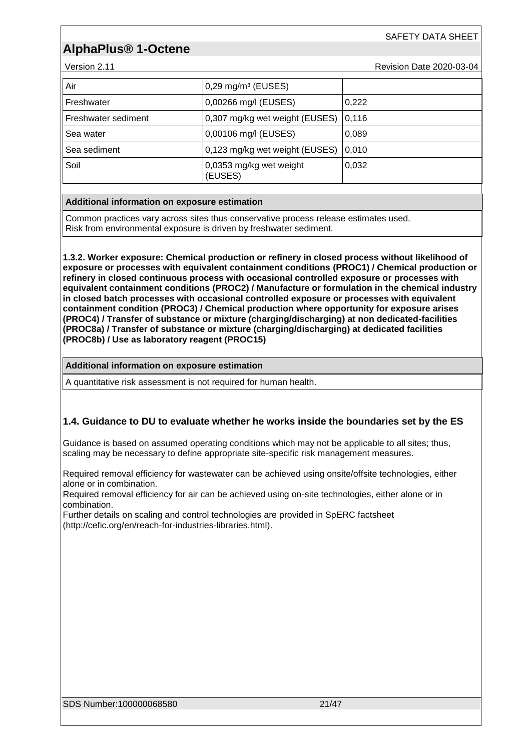| Air | 0,29 mg/m³ (EUSES) | |
|---|---|---|
| Freshwater | 0,00266 mg/l (EUSES) | 0,222 |
| Freshwater sediment | 0,307 mg/kg wet weight (EUSES) | 0,116 |
| Sea water | 0,00106 mg/l (EUSES) | 0,089 |
| Sea sediment | 0,123 mg/kg wet weight (EUSES) | 0,010 |
| Soil | 0,0353 mg/kg wet weight (EUSES) | 0,032 |

**Additional information on exposure estimation**

Common practices vary across sites thus conservative process release estimates used.
Risk from environmental exposure is driven by freshwater sediment.

**1.3.2. Worker exposure: Chemical production or refinery in closed process without likelihood of exposure or processes with equivalent containment conditions (PROC1) / Chemical production or refinery in closed continuous process with occasional controlled exposure or processes with equivalent containment conditions (PROC2) / Manufacture or formulation in the chemical industry in closed batch processes with occasional controlled exposure or processes with equivalent containment condition (PROC3) / Chemical production where opportunity for exposure arises (PROC4) / Transfer of substance or mixture (charging/discharging) at non dedicated-facilities (PROC8a) / Transfer of substance or mixture (charging/discharging) at dedicated facilities (PROC8b) / Use as laboratory reagent (PROC15)**

**Additional information on exposure estimation**

A quantitative risk assessment is not required for human health.

## 1.4. Guidance to DU to evaluate whether he works inside the boundaries set by the ES

Guidance is based on assumed operating conditions which may not be applicable to all sites; thus, scaling may be necessary to define appropriate site-specific risk management measures.

Required removal efficiency for wastewater can be achieved using onsite/offsite technologies, either alone or in combination.
Required removal efficiency for air can be achieved using on-site technologies, either alone or in combination.
Further details on scaling and control technologies are provided in SpERC factsheet (http://cefic.org/en/reach-for-industries-libraries.html).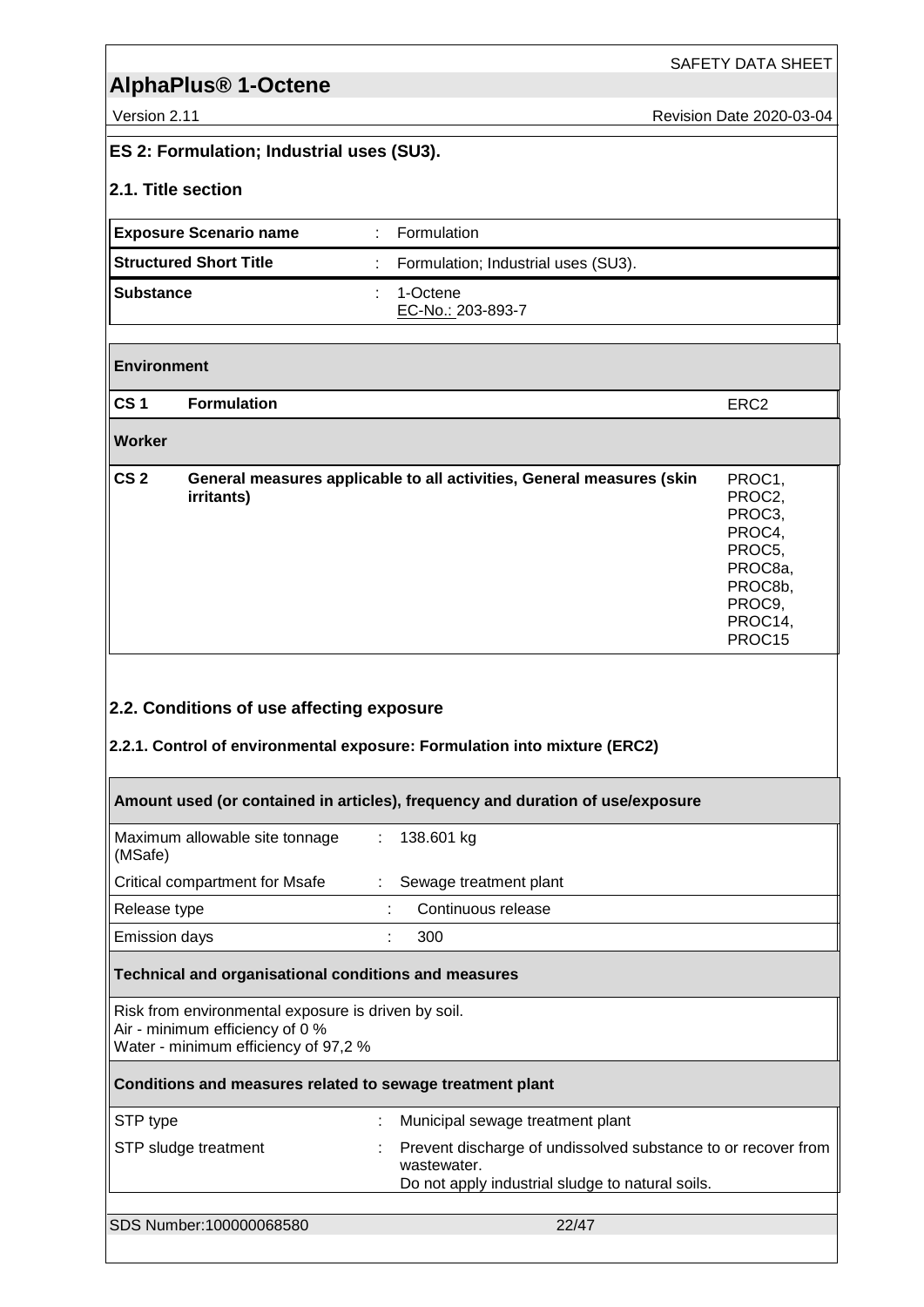## ES 2: Formulation; Industrial uses (SU3).

### 2.1. Title section

| | | |
|---|---|---|
| **Exposure Scenario name** | : | Formulation |
| **Structured Short Title** | : | Formulation; Industrial uses (SU3). |
| **Substance** | : | 1-Octene<br>EC-No.: 203-893-7 |

| | | |
|---|---|---|
| **Environment** | | |
| **CS 1** | **Formulation** | ERC2 |
| **Worker** | | |
| **CS 2** | **General measures applicable to all activities, General measures (skin irritants)** | PROC1, PROC2, PROC3, PROC4, PROC5, PROC8a, PROC8b, PROC9, PROC14, PROC15 |

### 2.2. Conditions of use affecting exposure

#### 2.2.1. Control of environmental exposure: Formulation into mixture (ERC2)

| | | |
|---|---|---|
| **Amount used (or contained in articles), frequency and duration of use/exposure** | | |
| Maximum allowable site tonnage (MSafe) | : | 138.601 kg |
| Critical compartment for Msafe | : | Sewage treatment plant |
| Release type | : | Continuous release |
| Emission days | : | 300 |
| **Technical and organisational conditions and measures** | | |
| Risk from environmental exposure is driven by soil.<br>Air - minimum efficiency of 0 %<br>Water - minimum efficiency of 97,2 % | | |
| **Conditions and measures related to sewage treatment plant** | | |
| STP type | : | Municipal sewage treatment plant |
| STP sludge treatment | : | Prevent discharge of undissolved substance to or recover from wastewater.<br>Do not apply industrial sludge to natural soils. |

SDS Number:100000068580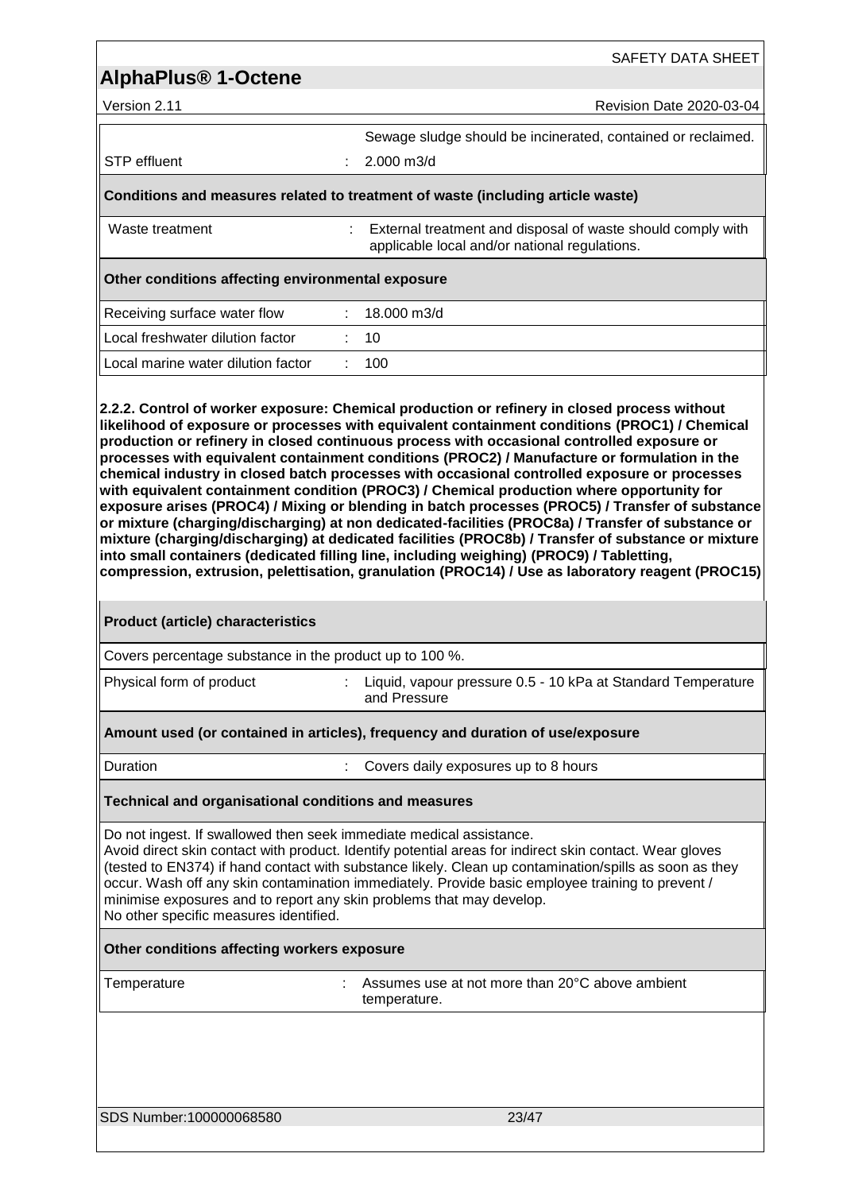| | | |
|---|---|---|
| | | Sewage sludge should be incinerated, contained or reclaimed. |
| STP effluent | : | 2.000 m3/d |

**Conditions and measures related to treatment of waste (including article waste)**

| | | |
|---|---|---|
| Waste treatment | : | External treatment and disposal of waste should comply with applicable local and/or national regulations. |

**Other conditions affecting environmental exposure**

| | | |
|---|---|---|
| Receiving surface water flow | : | 18.000 m3/d |
| Local freshwater dilution factor | : | 10 |
| Local marine water dilution factor | : | 100 |

**2.2.2. Control of worker exposure: Chemical production or refinery in closed process without likelihood of exposure or processes with equivalent containment conditions (PROC1) / Chemical production or refinery in closed continuous process with occasional controlled exposure or processes with equivalent containment conditions (PROC2) / Manufacture or formulation in the chemical industry in closed batch processes with occasional controlled exposure or processes with equivalent containment condition (PROC3) / Chemical production where opportunity for exposure arises (PROC4) / Mixing or blending in batch processes (PROC5) / Transfer of substance or mixture (charging/discharging) at non dedicated-facilities (PROC8a) / Transfer of substance or mixture (charging/discharging) at dedicated facilities (PROC8b) / Transfer of substance or mixture into small containers (dedicated filling line, including weighing) (PROC9) / Tabletting, compression, extrusion, pelettisation, granulation (PROC14) / Use as laboratory reagent (PROC15)**

**Product (article) characteristics**

Covers percentage substance in the product up to 100 %.

| | | |
|---|---|---|
| Physical form of product | : | Liquid, vapour pressure 0.5 - 10 kPa at Standard Temperature and Pressure |

**Amount used (or contained in articles), frequency and duration of use/exposure**

| | | |
|---|---|---|
| Duration | : | Covers daily exposures up to 8 hours |

**Technical and organisational conditions and measures**

Do not ingest. If swallowed then seek immediate medical assistance.
Avoid direct skin contact with product. Identify potential areas for indirect skin contact. Wear gloves (tested to EN374) if hand contact with substance likely. Clean up contamination/spills as soon as they occur. Wash off any skin contamination immediately. Provide basic employee training to prevent / minimise exposures and to report any skin problems that may develop.
No other specific measures identified.

**Other conditions affecting workers exposure**

| | | |
|---|---|---|
| Temperature | : | Assumes use at not more than 20°C above ambient temperature. |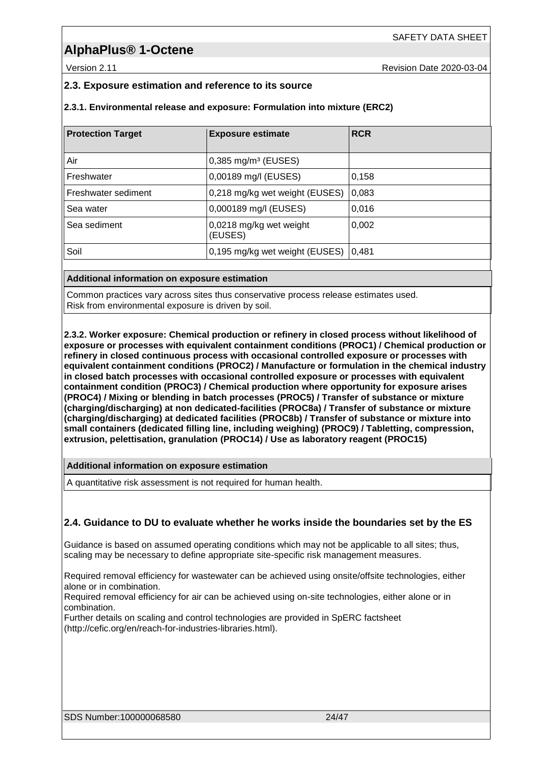### 2.3. Exposure estimation and reference to its source

#### 2.3.1. Environmental release and exposure: Formulation into mixture (ERC2)

| Protection Target | Exposure estimate | RCR |
|---|---|---|
| Air | 0,385 mg/m³ (EUSES) | |
| Freshwater | 0,00189 mg/l (EUSES) | 0,158 |
| Freshwater sediment | 0,218 mg/kg wet weight (EUSES) | 0,083 |
| Sea water | 0,000189 mg/l (EUSES) | 0,016 |
| Sea sediment | 0,0218 mg/kg wet weight (EUSES) | 0,002 |
| Soil | 0,195 mg/kg wet weight (EUSES) | 0,481 |

| Additional information on exposure estimation |
|---|
| Common practices vary across sites thus conservative process release estimates used.<br>Risk from environmental exposure is driven by soil. |

**2.3.2. Worker exposure: Chemical production or refinery in closed process without likelihood of exposure or processes with equivalent containment conditions (PROC1) / Chemical production or refinery in closed continuous process with occasional controlled exposure or processes with equivalent containment conditions (PROC2) / Manufacture or formulation in the chemical industry in closed batch processes with occasional controlled exposure or processes with equivalent containment condition (PROC3) / Chemical production where opportunity for exposure arises (PROC4) / Mixing or blending in batch processes (PROC5) / Transfer of substance or mixture (charging/discharging) at non dedicated-facilities (PROC8a) / Transfer of substance or mixture (charging/discharging) at dedicated facilities (PROC8b) / Transfer of substance or mixture into small containers (dedicated filling line, including weighing) (PROC9) / Tabletting, compression, extrusion, pelettisation, granulation (PROC14) / Use as laboratory reagent (PROC15)**

| Additional information on exposure estimation |
|---|
| A quantitative risk assessment is not required for human health. |

### 2.4. Guidance to DU to evaluate whether he works inside the boundaries set by the ES

Guidance is based on assumed operating conditions which may not be applicable to all sites; thus, scaling may be necessary to define appropriate site-specific risk management measures.

Required removal efficiency for wastewater can be achieved using onsite/offsite technologies, either alone or in combination.
Required removal efficiency for air can be achieved using on-site technologies, either alone or in combination.
Further details on scaling and control technologies are provided in SpERC factsheet (http://cefic.org/en/reach-for-industries-libraries.html).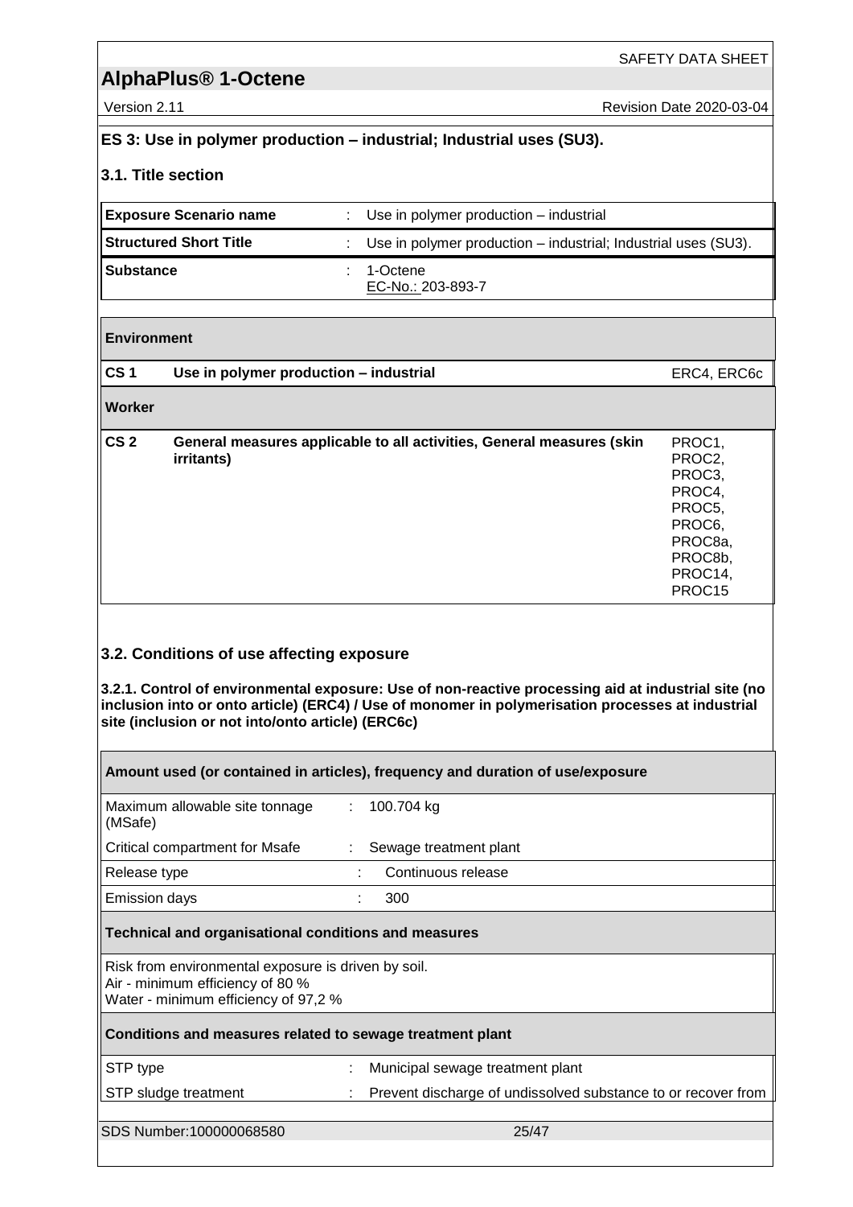## ES 3: Use in polymer production – industrial; Industrial uses (SU3).

### 3.1. Title section

| | | |
|---|---|---|
| **Exposure Scenario name** | : | Use in polymer production – industrial |
| **Structured Short Title** | : | Use in polymer production – industrial; Industrial uses (SU3). |
| **Substance** | : | 1-Octene<br>EC-No.: 203-893-7 |

| | | |
|---|---|---|
| **Environment** | | |
| **CS 1** | **Use in polymer production – industrial** | ERC4, ERC6c |
| **Worker** | | |
| **CS 2** | **General measures applicable to all activities, General measures (skin irritants)** | PROC1, PROC2, PROC3, PROC4, PROC5, PROC6, PROC8a, PROC8b, PROC14, PROC15 |

### 3.2. Conditions of use affecting exposure

**3.2.1. Control of environmental exposure: Use of non-reactive processing aid at industrial site (no inclusion into or onto article) (ERC4) / Use of monomer in polymerisation processes at industrial site (inclusion or not into/onto article) (ERC6c)**

| **Amount used (or contained in articles), frequency and duration of use/exposure** | | |
|---|---|---|
| Maximum allowable site tonnage (MSafe) | : | 100.704 kg |
| Critical compartment for Msafe | : | Sewage treatment plant |
| Release type | : | Continuous release |
| Emission days | : | 300 |

**Technical and organisational conditions and measures**

Risk from environmental exposure is driven by soil.
Air - minimum efficiency of 80 %
Water - minimum efficiency of 97,2 %

| **Conditions and measures related to sewage treatment plant** | | |
|---|---|---|
| STP type | : | Municipal sewage treatment plant |
| STP sludge treatment | : | Prevent discharge of undissolved substance to or recover from |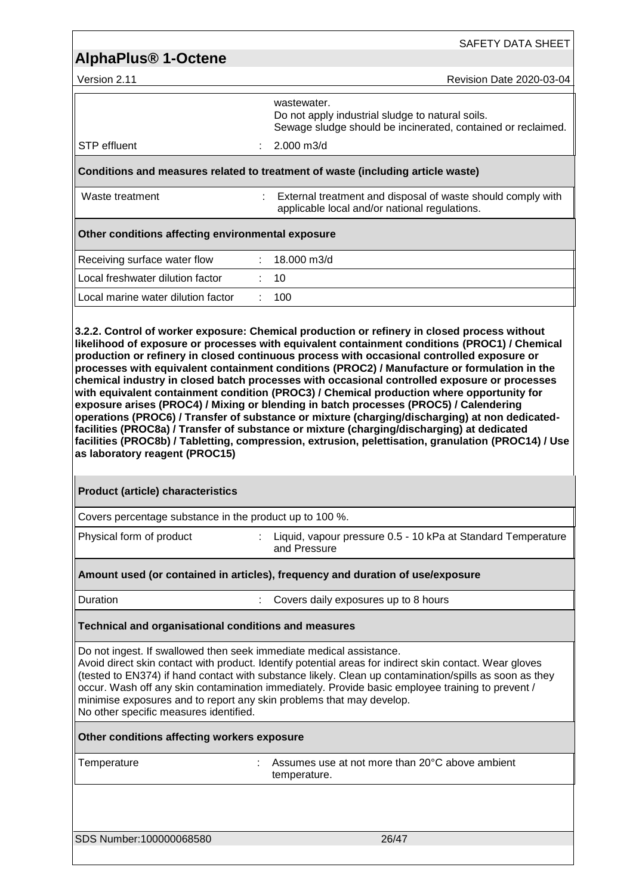| | | |
|---|---|---|
| | | wastewater.<br>Do not apply industrial sludge to natural soils.<br>Sewage sludge should be incinerated, contained or reclaimed. |
| STP effluent | : | 2.000 m3/d |

**Conditions and measures related to treatment of waste (including article waste)**

| | | |
|---|---|---|
| Waste treatment | : | External treatment and disposal of waste should comply with applicable local and/or national regulations. |

**Other conditions affecting environmental exposure**

| | | |
|---|---|---|
| Receiving surface water flow | : | 18.000 m3/d |
| Local freshwater dilution factor | : | 10 |
| Local marine water dilution factor | : | 100 |

**3.2.2. Control of worker exposure: Chemical production or refinery in closed process without likelihood of exposure or processes with equivalent containment conditions (PROC1) / Chemical production or refinery in closed continuous process with occasional controlled exposure or processes with equivalent containment conditions (PROC2) / Manufacture or formulation in the chemical industry in closed batch processes with occasional controlled exposure or processes with equivalent containment condition (PROC3) / Chemical production where opportunity for exposure arises (PROC4) / Mixing or blending in batch processes (PROC5) / Calendering operations (PROC6) / Transfer of substance or mixture (charging/discharging) at non dedicated-facilities (PROC8a) / Transfer of substance or mixture (charging/discharging) at dedicated facilities (PROC8b) / Tabletting, compression, extrusion, pelettisation, granulation (PROC14) / Use as laboratory reagent (PROC15)**

**Product (article) characteristics**

Covers percentage substance in the product up to 100 %.

| | | |
|---|---|---|
| Physical form of product | : | Liquid, vapour pressure 0.5 - 10 kPa at Standard Temperature and Pressure |

**Amount used (or contained in articles), frequency and duration of use/exposure**

| | | |
|---|---|---|
| Duration | : | Covers daily exposures up to 8 hours |

**Technical and organisational conditions and measures**

Do not ingest. If swallowed then seek immediate medical assistance.
Avoid direct skin contact with product. Identify potential areas for indirect skin contact. Wear gloves (tested to EN374) if hand contact with substance likely. Clean up contamination/spills as soon as they occur. Wash off any skin contamination immediately. Provide basic employee training to prevent / minimise exposures and to report any skin problems that may develop.
No other specific measures identified.

**Other conditions affecting workers exposure**

| | | |
|---|---|---|
| Temperature | : | Assumes use at not more than 20°C above ambient temperature. |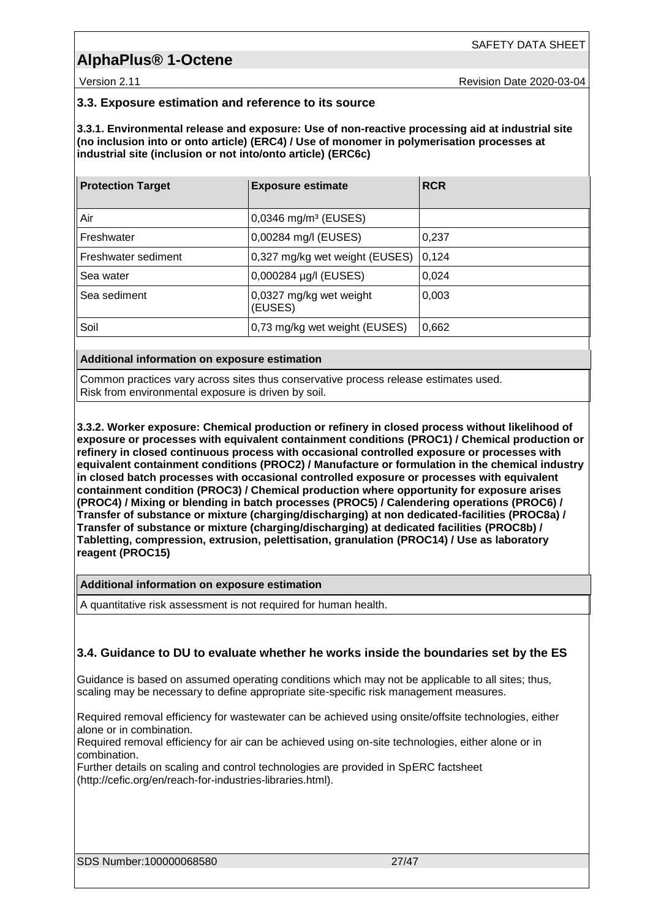### 3.3. Exposure estimation and reference to its source

**3.3.1. Environmental release and exposure: Use of non-reactive processing aid at industrial site (no inclusion into or onto article) (ERC4) / Use of monomer in polymerisation processes at industrial site (inclusion or not into/onto article) (ERC6c)**

| Protection Target | Exposure estimate | RCR |
|---|---|---|
| Air | 0,0346 mg/m³ (EUSES) | |
| Freshwater | 0,00284 mg/l (EUSES) | 0,237 |
| Freshwater sediment | 0,327 mg/kg wet weight (EUSES) | 0,124 |
| Sea water | 0,000284 µg/l (EUSES) | 0,024 |
| Sea sediment | 0,0327 mg/kg wet weight (EUSES) | 0,003 |
| Soil | 0,73 mg/kg wet weight (EUSES) | 0,662 |

| Additional information on exposure estimation |
|---|
| Common practices vary across sites thus conservative process release estimates used. Risk from environmental exposure is driven by soil. |

**3.3.2. Worker exposure: Chemical production or refinery in closed process without likelihood of exposure or processes with equivalent containment conditions (PROC1) / Chemical production or refinery in closed continuous process with occasional controlled exposure or processes with equivalent containment conditions (PROC2) / Manufacture or formulation in the chemical industry in closed batch processes with occasional controlled exposure or processes with equivalent containment condition (PROC3) / Chemical production where opportunity for exposure arises (PROC4) / Mixing or blending in batch processes (PROC5) / Calendering operations (PROC6) / Transfer of substance or mixture (charging/discharging) at non dedicated-facilities (PROC8a) / Transfer of substance or mixture (charging/discharging) at dedicated facilities (PROC8b) / Tabletting, compression, extrusion, pelettisation, granulation (PROC14) / Use as laboratory reagent (PROC15)**

| Additional information on exposure estimation |
|---|
| A quantitative risk assessment is not required for human health. |

### 3.4. Guidance to DU to evaluate whether he works inside the boundaries set by the ES

Guidance is based on assumed operating conditions which may not be applicable to all sites; thus, scaling may be necessary to define appropriate site-specific risk management measures.

Required removal efficiency for wastewater can be achieved using onsite/offsite technologies, either alone or in combination.
Required removal efficiency for air can be achieved using on-site technologies, either alone or in combination.
Further details on scaling and control technologies are provided in SpERC factsheet (http://cefic.org/en/reach-for-industries-libraries.html).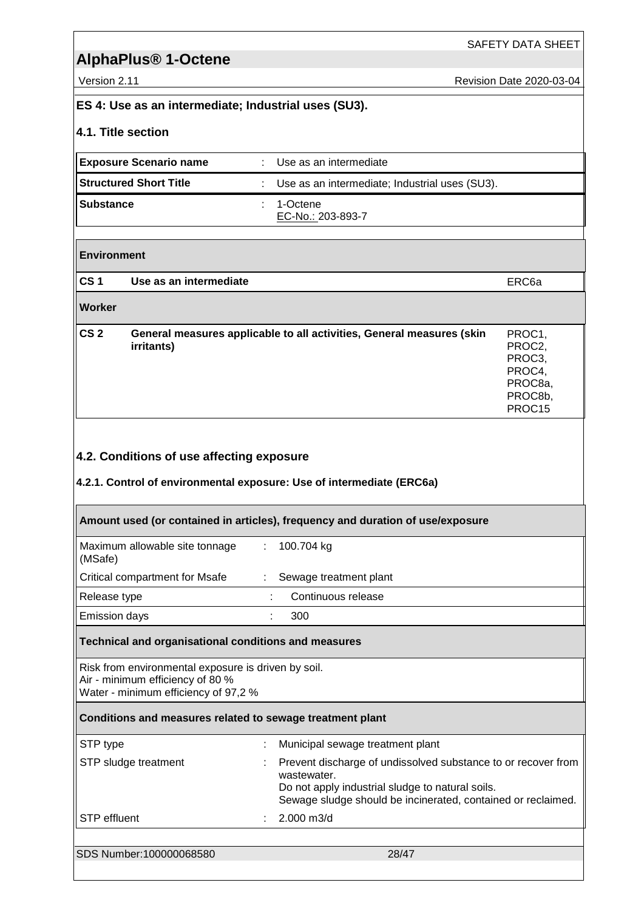## ES 4: Use as an intermediate; Industrial uses (SU3).

### 4.1. Title section

| | | |
|---|---|---|
| **Exposure Scenario name** | : | Use as an intermediate |
| **Structured Short Title** | : | Use as an intermediate; Industrial uses (SU3). |
| **Substance** | : | 1-Octene<br>EC-No.: 203-893-7 |

| | | |
|---|---|---|
| **Environment** | | |
| **CS 1** | **Use as an intermediate** | ERC6a |
| **Worker** | | |
| **CS 2** | **General measures applicable to all activities, General measures (skin irritants)** | PROC1, PROC2, PROC3, PROC4, PROC8a, PROC8b, PROC15 |

### 4.2. Conditions of use affecting exposure

#### 4.2.1. Control of environmental exposure: Use of intermediate (ERC6a)

| **Amount used (or contained in articles), frequency and duration of use/exposure** | | |
|---|---|---|
| Maximum allowable site tonnage (MSafe) | : | 100.704 kg |
| Critical compartment for Msafe | : | Sewage treatment plant |
| Release type | : | Continuous release |
| Emission days | : | 300 |

**Technical and organisational conditions and measures**

Risk from environmental exposure is driven by soil.
Air - minimum efficiency of 80 %
Water - minimum efficiency of 97,2 %

| **Conditions and measures related to sewage treatment plant** | | |
|---|---|---|
| STP type | : | Municipal sewage treatment plant |
| STP sludge treatment | : | Prevent discharge of undissolved substance to or recover from wastewater.<br>Do not apply industrial sludge to natural soils.<br>Sewage sludge should be incinerated, contained or reclaimed. |
| STP effluent | : | 2.000 m3/d |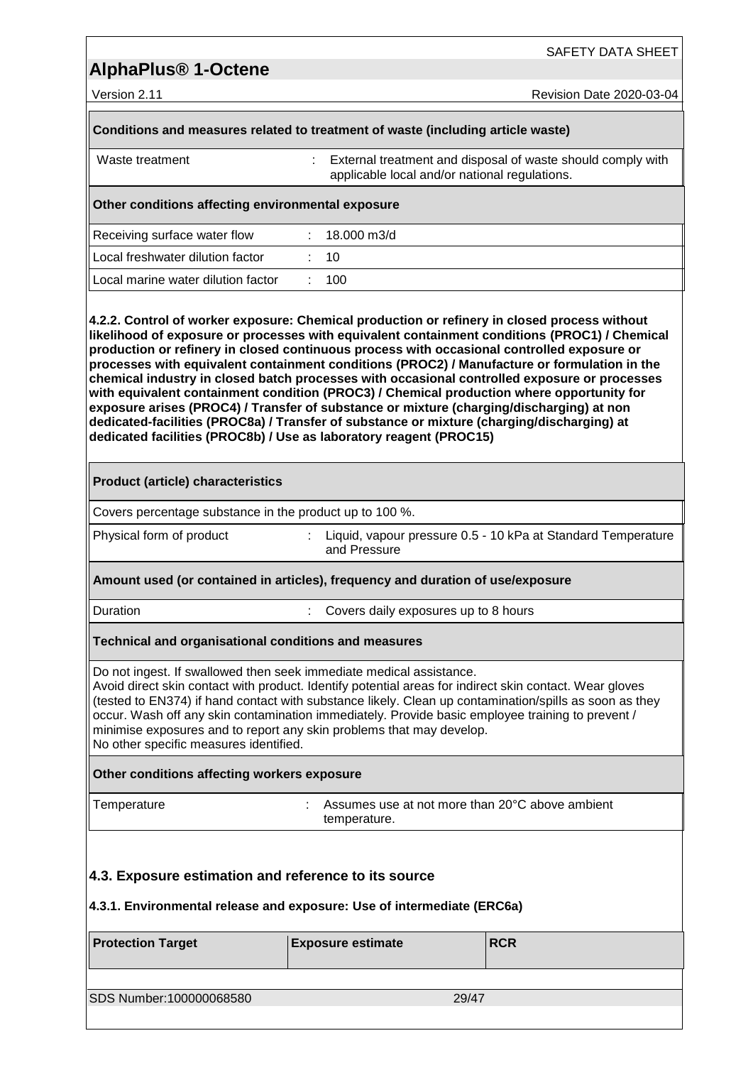**Conditions and measures related to treatment of waste (including article waste)**

| | | |
|---|---|---|
| Waste treatment | : | External treatment and disposal of waste should comply with applicable local and/or national regulations. |

**Other conditions affecting environmental exposure**

| | | |
|---|---|---|
| Receiving surface water flow | : | 18.000 m3/d |
| Local freshwater dilution factor | : | 10 |
| Local marine water dilution factor | : | 100 |

**4.2.2. Control of worker exposure: Chemical production or refinery in closed process without likelihood of exposure or processes with equivalent containment conditions (PROC1) / Chemical production or refinery in closed continuous process with occasional controlled exposure or processes with equivalent containment conditions (PROC2) / Manufacture or formulation in the chemical industry in closed batch processes with occasional controlled exposure or processes with equivalent containment condition (PROC3) / Chemical production where opportunity for exposure arises (PROC4) / Transfer of substance or mixture (charging/discharging) at non dedicated-facilities (PROC8a) / Transfer of substance or mixture (charging/discharging) at dedicated facilities (PROC8b) / Use as laboratory reagent (PROC15)**

**Product (article) characteristics**

Covers percentage substance in the product up to 100 %.

| | | |
|---|---|---|
| Physical form of product | : | Liquid, vapour pressure 0.5 - 10 kPa at Standard Temperature and Pressure |

**Amount used (or contained in articles), frequency and duration of use/exposure**

| | | |
|---|---|---|
| Duration | : | Covers daily exposures up to 8 hours |

**Technical and organisational conditions and measures**

Do not ingest. If swallowed then seek immediate medical assistance.
Avoid direct skin contact with product. Identify potential areas for indirect skin contact. Wear gloves (tested to EN374) if hand contact with substance likely. Clean up contamination/spills as soon as they occur. Wash off any skin contamination immediately. Provide basic employee training to prevent / minimise exposures and to report any skin problems that may develop.
No other specific measures identified.

**Other conditions affecting workers exposure**

| | | |
|---|---|---|
| Temperature | : | Assumes use at not more than 20°C above ambient temperature. |

### 4.3. Exposure estimation and reference to its source

**4.3.1. Environmental release and exposure: Use of intermediate (ERC6a)**

| Protection Target | Exposure estimate | RCR |
|---|---|---|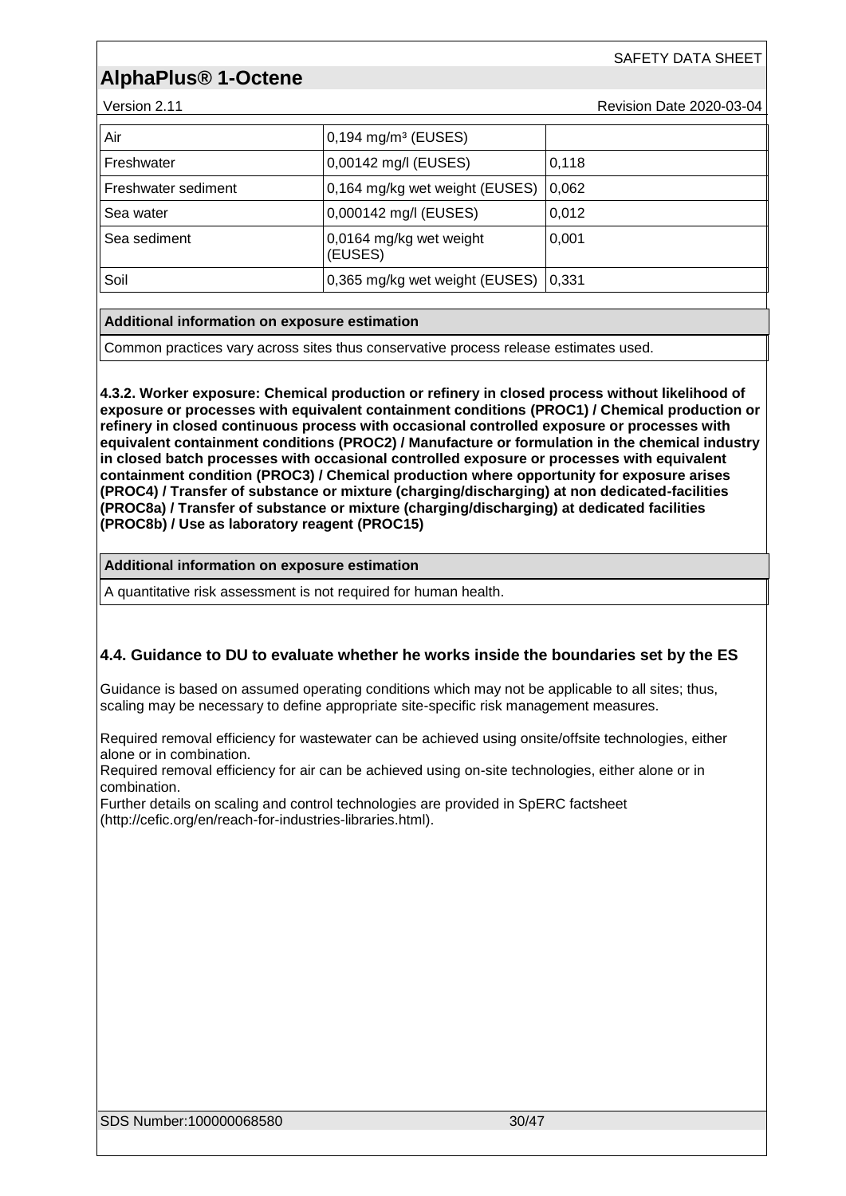| | | |
|---|---|---|
| Air | 0,194 mg/m³ (EUSES) | |
| Freshwater | 0,00142 mg/l (EUSES) | 0,118 |
| Freshwater sediment | 0,164 mg/kg wet weight (EUSES) | 0,062 |
| Sea water | 0,000142 mg/l (EUSES) | 0,012 |
| Sea sediment | 0,0164 mg/kg wet weight (EUSES) | 0,001 |
| Soil | 0,365 mg/kg wet weight (EUSES) | 0,331 |

| Additional information on exposure estimation |
|---|
| Common practices vary across sites thus conservative process release estimates used. |

**4.3.2. Worker exposure: Chemical production or refinery in closed process without likelihood of exposure or processes with equivalent containment conditions (PROC1) / Chemical production or refinery in closed continuous process with occasional controlled exposure or processes with equivalent containment conditions (PROC2) / Manufacture or formulation in the chemical industry in closed batch processes with occasional controlled exposure or processes with equivalent containment condition (PROC3) / Chemical production where opportunity for exposure arises (PROC4) / Transfer of substance or mixture (charging/discharging) at non dedicated-facilities (PROC8a) / Transfer of substance or mixture (charging/discharging) at dedicated facilities (PROC8b) / Use as laboratory reagent (PROC15)**

| Additional information on exposure estimation |
|---|
| A quantitative risk assessment is not required for human health. |

## 4.4. Guidance to DU to evaluate whether he works inside the boundaries set by the ES

Guidance is based on assumed operating conditions which may not be applicable to all sites; thus, scaling may be necessary to define appropriate site-specific risk management measures.

Required removal efficiency for wastewater can be achieved using onsite/offsite technologies, either alone or in combination.
Required removal efficiency for air can be achieved using on-site technologies, either alone or in combination.
Further details on scaling and control technologies are provided in SpERC factsheet (http://cefic.org/en/reach-for-industries-libraries.html).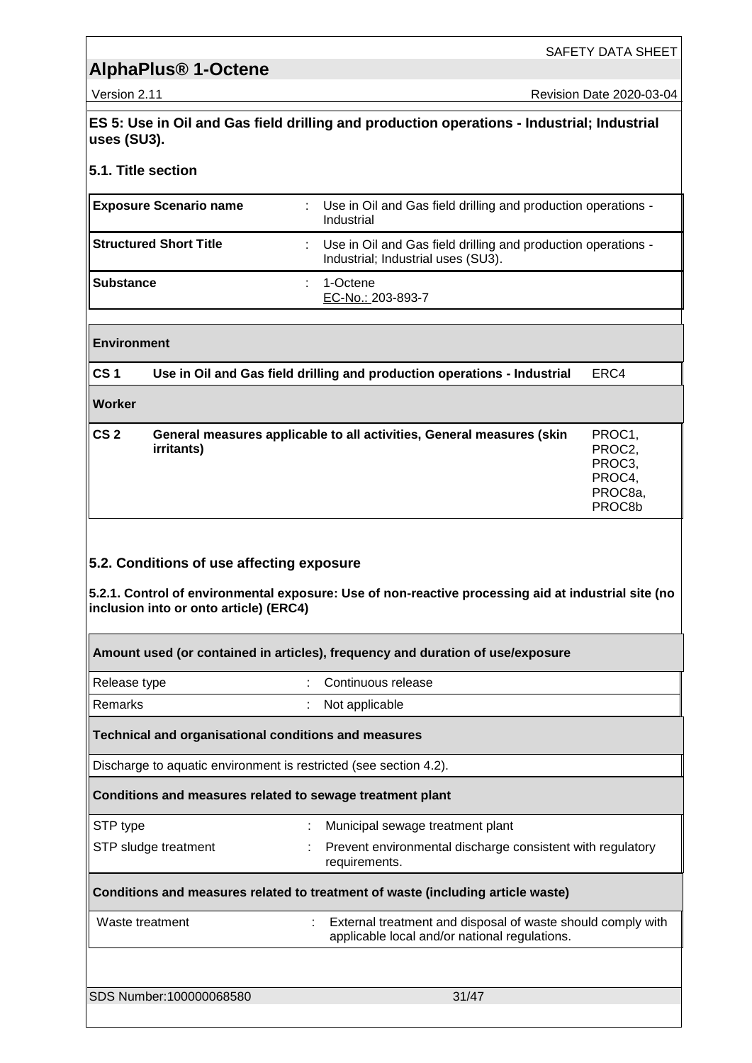**AlphaPlus® 1-Octene**

Version 2.11 | Revision Date 2020-03-04

**ES 5: Use in Oil and Gas field drilling and production operations - Industrial; Industrial uses (SU3).**

### 5.1. Title section

| | | |
|---|---|---|
| **Exposure Scenario name** | : | Use in Oil and Gas field drilling and production operations - Industrial |
| **Structured Short Title** | : | Use in Oil and Gas field drilling and production operations - Industrial; Industrial uses (SU3). |
| **Substance** | : | 1-Octene<br>EC-No.: 203-893-7 |

| | | |
|---|---|---|
| **Environment** | | |
| **CS 1** | **Use in Oil and Gas field drilling and production operations - Industrial** | ERC4 |
| **Worker** | | |
| **CS 2** | **General measures applicable to all activities, General measures (skin irritants)** | PROC1, PROC2, PROC3, PROC4, PROC8a, PROC8b |

### 5.2. Conditions of use affecting exposure

**5.2.1. Control of environmental exposure: Use of non-reactive processing aid at industrial site (no inclusion into or onto article) (ERC4)**

**Amount used (or contained in articles), frequency and duration of use/exposure**

| | | |
|---|---|---|
| Release type | : | Continuous release |
| Remarks | : | Not applicable |

**Technical and organisational conditions and measures**

Discharge to aquatic environment is restricted (see section 4.2).

**Conditions and measures related to sewage treatment plant**

| | | |
|---|---|---|
| STP type | : | Municipal sewage treatment plant |
| STP sludge treatment | : | Prevent environmental discharge consistent with regulatory requirements. |

**Conditions and measures related to treatment of waste (including article waste)**

| | | |
|---|---|---|
| Waste treatment | : | External treatment and disposal of waste should comply with applicable local and/or national regulations. |

SDS Number:100000068580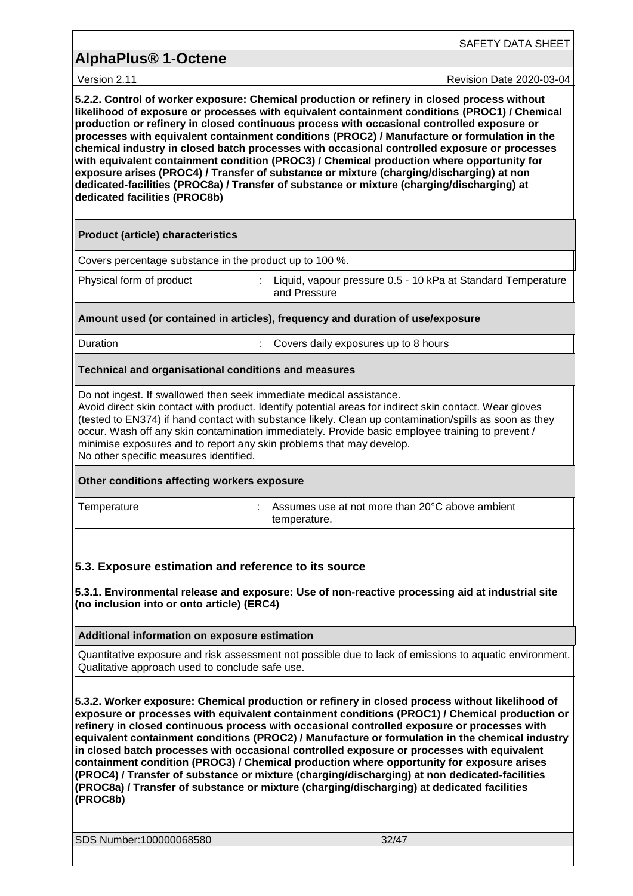**5.2.2. Control of worker exposure: Chemical production or refinery in closed process without likelihood of exposure or processes with equivalent containment conditions (PROC1) / Chemical production or refinery in closed continuous process with occasional controlled exposure or processes with equivalent containment conditions (PROC2) / Manufacture or formulation in the chemical industry in closed batch processes with occasional controlled exposure or processes with equivalent containment condition (PROC3) / Chemical production where opportunity for exposure arises (PROC4) / Transfer of substance or mixture (charging/discharging) at non dedicated-facilities (PROC8a) / Transfer of substance or mixture (charging/discharging) at dedicated facilities (PROC8b)**

**Product (article) characteristics**

Covers percentage substance in the product up to 100 %.

| | | |
|---|---|---|
| Physical form of product | : | Liquid, vapour pressure 0.5 - 10 kPa at Standard Temperature and Pressure |

**Amount used (or contained in articles), frequency and duration of use/exposure**

| | | |
|---|---|---|
| Duration | : | Covers daily exposures up to 8 hours |

**Technical and organisational conditions and measures**

Do not ingest. If swallowed then seek immediate medical assistance.
Avoid direct skin contact with product. Identify potential areas for indirect skin contact. Wear gloves (tested to EN374) if hand contact with substance likely. Clean up contamination/spills as soon as they occur. Wash off any skin contamination immediately. Provide basic employee training to prevent / minimise exposures and to report any skin problems that may develop.
No other specific measures identified.

**Other conditions affecting workers exposure**

| | | |
|---|---|---|
| Temperature | : | Assumes use at not more than 20°C above ambient temperature. |

## 5.3. Exposure estimation and reference to its source

**5.3.1. Environmental release and exposure: Use of non-reactive processing aid at industrial site (no inclusion into or onto article) (ERC4)**

**Additional information on exposure estimation**

Quantitative exposure and risk assessment not possible due to lack of emissions to aquatic environment. Qualitative approach used to conclude safe use.

**5.3.2. Worker exposure: Chemical production or refinery in closed process without likelihood of exposure or processes with equivalent containment conditions (PROC1) / Chemical production or refinery in closed continuous process with occasional controlled exposure or processes with equivalent containment conditions (PROC2) / Manufacture or formulation in the chemical industry in closed batch processes with occasional controlled exposure or processes with equivalent containment condition (PROC3) / Chemical production where opportunity for exposure arises (PROC4) / Transfer of substance or mixture (charging/discharging) at non dedicated-facilities (PROC8a) / Transfer of substance or mixture (charging/discharging) at dedicated facilities (PROC8b)**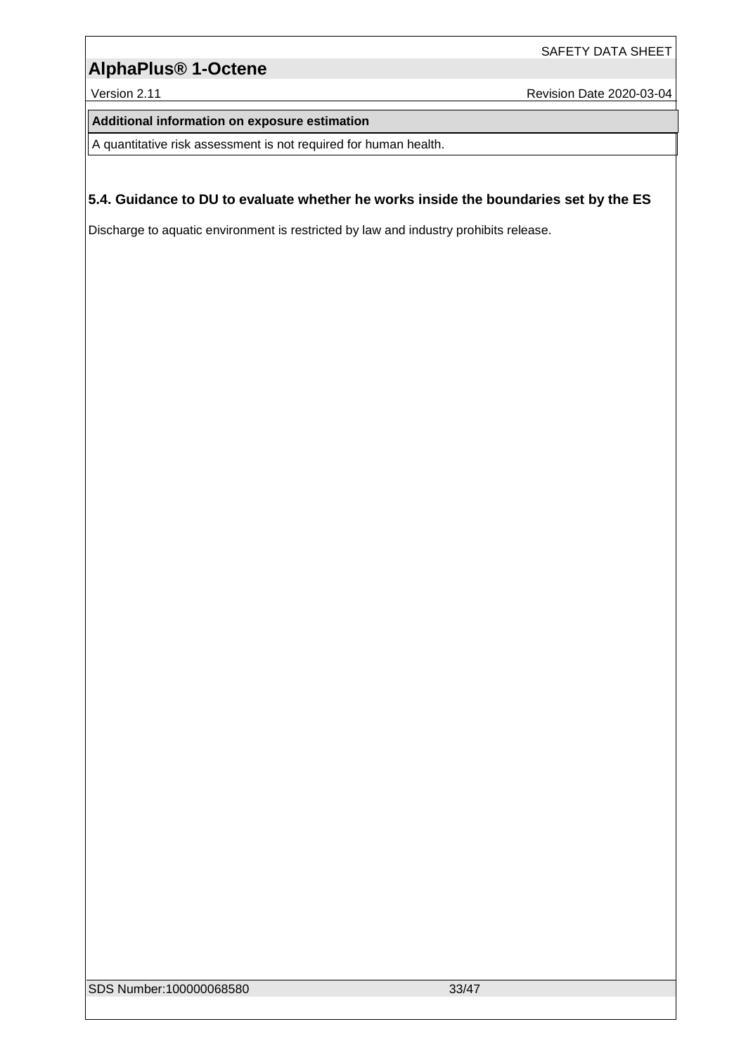| Additional information on exposure estimation |
| --- |
| A quantitative risk assessment is not required for human health. |

### 5.4. Guidance to DU to evaluate whether he works inside the boundaries set by the ES

Discharge to aquatic environment is restricted by law and industry prohibits release.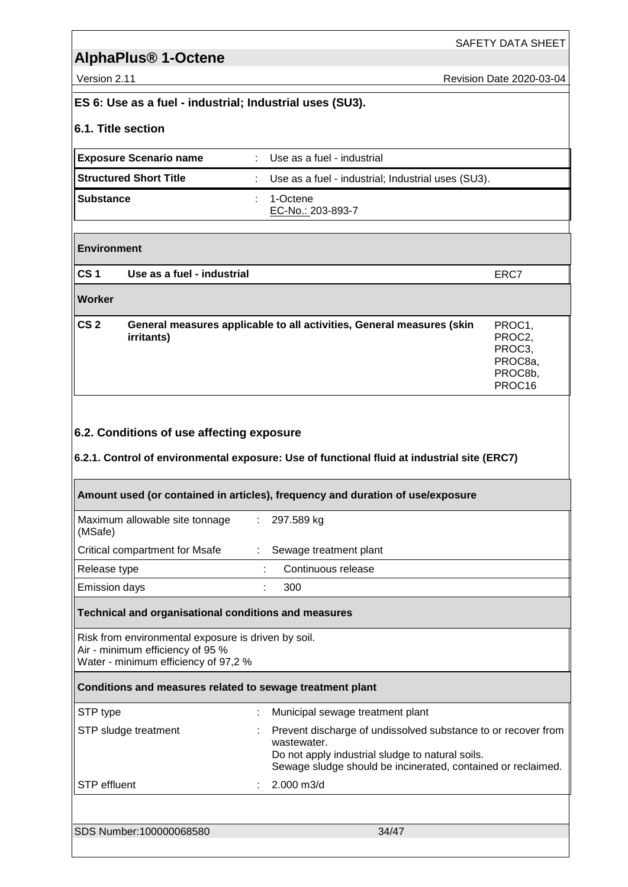## ES 6: Use as a fuel - industrial; Industrial uses (SU3).

### 6.1. Title section

| | | |
|---|---|---|
| **Exposure Scenario name** | : | Use as a fuel - industrial |
| **Structured Short Title** | : | Use as a fuel - industrial; Industrial uses (SU3). |
| **Substance** | : | 1-Octene<br>EC-No.: 203-893-7 |

| | | |
|---|---|---|
| **Environment** | | |
| **CS 1** | **Use as a fuel - industrial** | ERC7 |
| **Worker** | | |
| **CS 2** | **General measures applicable to all activities, General measures (skin irritants)** | PROC1, PROC2, PROC3, PROC8a, PROC8b, PROC16 |

### 6.2. Conditions of use affecting exposure

#### 6.2.1. Control of environmental exposure: Use of functional fluid at industrial site (ERC7)

| **Amount used (or contained in articles), frequency and duration of use/exposure** | | |
|---|---|---|
| Maximum allowable site tonnage (MSafe) | : | 297.589 kg |
| Critical compartment for Msafe | : | Sewage treatment plant |
| Release type | : | Continuous release |
| Emission days | : | 300 |

**Technical and organisational conditions and measures**

Risk from environmental exposure is driven by soil.
Air - minimum efficiency of 95 %
Water - minimum efficiency of 97,2 %

| **Conditions and measures related to sewage treatment plant** | | |
|---|---|---|
| STP type | : | Municipal sewage treatment plant |
| STP sludge treatment | : | Prevent discharge of undissolved substance to or recover from wastewater.<br>Do not apply industrial sludge to natural soils.<br>Sewage sludge should be incinerated, contained or reclaimed. |
| STP effluent | : | 2.000 m3/d |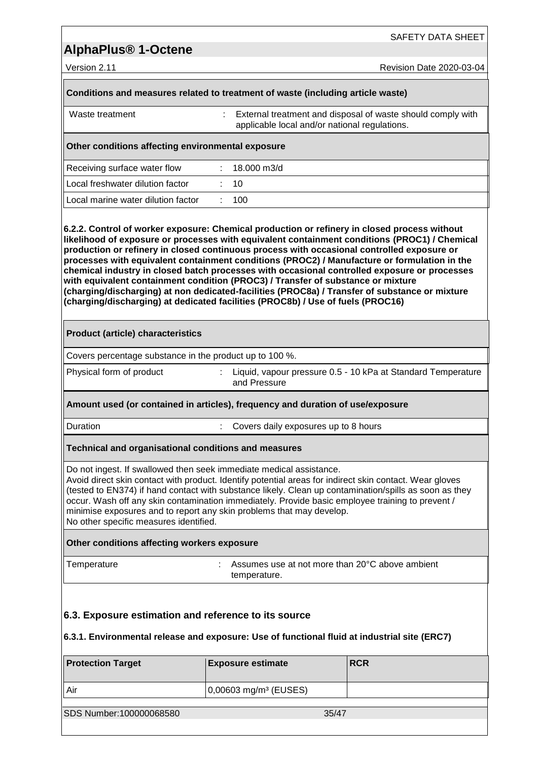**Conditions and measures related to treatment of waste (including article waste)**

| | | |
|---|---|---|
| Waste treatment | : | External treatment and disposal of waste should comply with applicable local and/or national regulations. |

**Other conditions affecting environmental exposure**

| | | |
|---|---|---|
| Receiving surface water flow | : | 18.000 m3/d |
| Local freshwater dilution factor | : | 10 |
| Local marine water dilution factor | : | 100 |

**6.2.2. Control of worker exposure: Chemical production or refinery in closed process without likelihood of exposure or processes with equivalent containment conditions (PROC1) / Chemical production or refinery in closed continuous process with occasional controlled exposure or processes with equivalent containment conditions (PROC2) / Manufacture or formulation in the chemical industry in closed batch processes with occasional controlled exposure or processes with equivalent containment condition (PROC3) / Transfer of substance or mixture (charging/discharging) at non dedicated-facilities (PROC8a) / Transfer of substance or mixture (charging/discharging) at dedicated facilities (PROC8b) / Use of fuels (PROC16)**

**Product (article) characteristics**

Covers percentage substance in the product up to 100 %.

| | | |
|---|---|---|
| Physical form of product | : | Liquid, vapour pressure 0.5 - 10 kPa at Standard Temperature and Pressure |

**Amount used (or contained in articles), frequency and duration of use/exposure**

| | | |
|---|---|---|
| Duration | : | Covers daily exposures up to 8 hours |

**Technical and organisational conditions and measures**

Do not ingest. If swallowed then seek immediate medical assistance.
Avoid direct skin contact with product. Identify potential areas for indirect skin contact. Wear gloves (tested to EN374) if hand contact with substance likely. Clean up contamination/spills as soon as they occur. Wash off any skin contamination immediately. Provide basic employee training to prevent / minimise exposures and to report any skin problems that may develop.
No other specific measures identified.

**Other conditions affecting workers exposure**

| | | |
|---|---|---|
| Temperature | : | Assumes use at not more than 20°C above ambient temperature. |

## 6.3. Exposure estimation and reference to its source

**6.3.1. Environmental release and exposure: Use of functional fluid at industrial site (ERC7)**

| Protection Target | Exposure estimate | RCR |
|---|---|---|
| Air | 0,00603 mg/m³ (EUSES) | |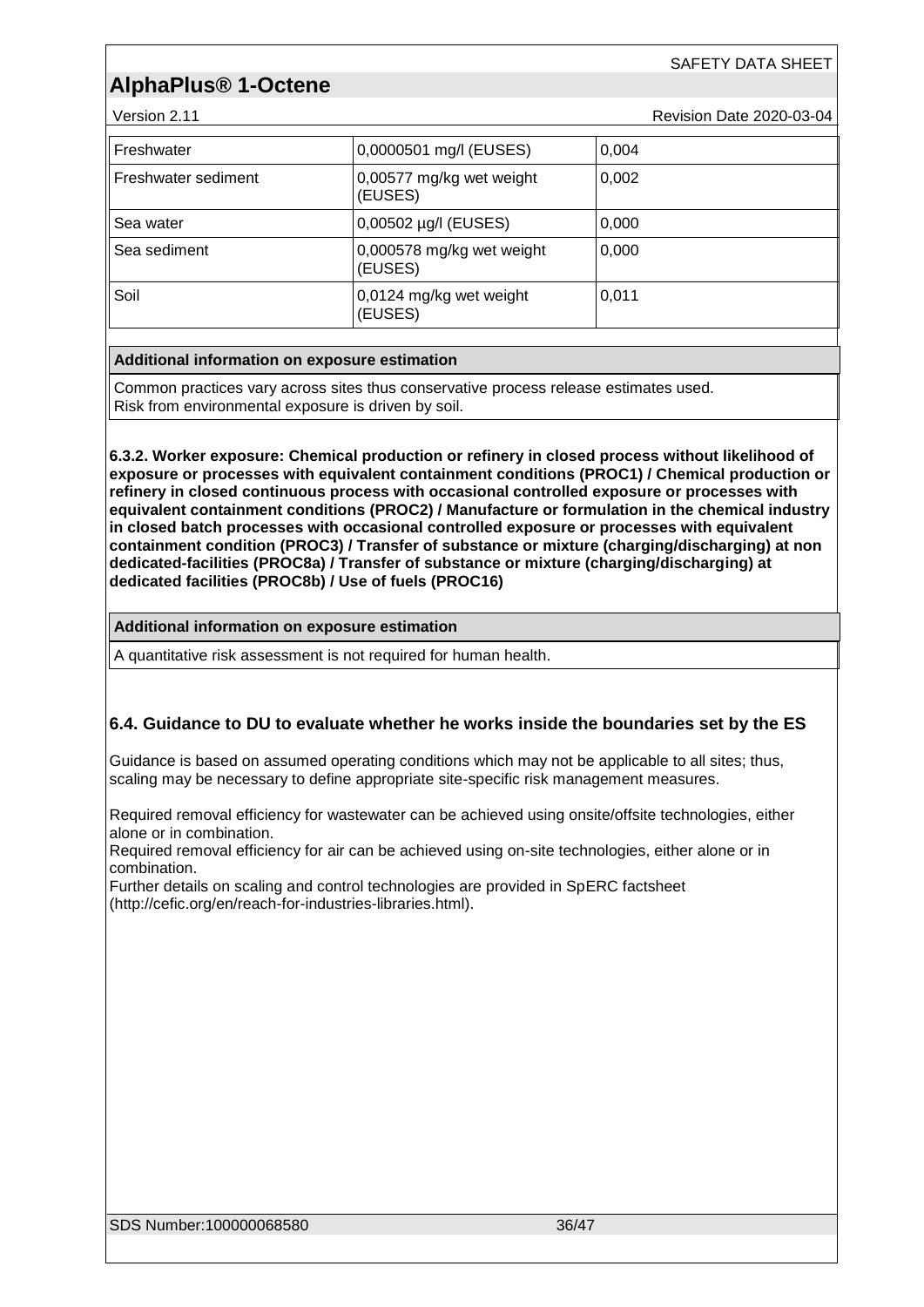| Freshwater | 0,0000501 mg/l (EUSES) | 0,004 |
| --- | --- | --- |
| Freshwater sediment | 0,00577 mg/kg wet weight (EUSES) | 0,002 |
| Sea water | 0,00502 µg/l (EUSES) | 0,000 |
| Sea sediment | 0,000578 mg/kg wet weight (EUSES) | 0,000 |
| Soil | 0,0124 mg/kg wet weight (EUSES) | 0,011 |

| Additional information on exposure estimation |
| --- |
| Common practices vary across sites thus conservative process release estimates used.<br>Risk from environmental exposure is driven by soil. |

**6.3.2. Worker exposure: Chemical production or refinery in closed process without likelihood of exposure or processes with equivalent containment conditions (PROC1) / Chemical production or refinery in closed continuous process with occasional controlled exposure or processes with equivalent containment conditions (PROC2) / Manufacture or formulation in the chemical industry in closed batch processes with occasional controlled exposure or processes with equivalent containment condition (PROC3) / Transfer of substance or mixture (charging/discharging) at non dedicated-facilities (PROC8a) / Transfer of substance or mixture (charging/discharging) at dedicated facilities (PROC8b) / Use of fuels (PROC16)**

| Additional information on exposure estimation |
| --- |
| A quantitative risk assessment is not required for human health. |

### 6.4. Guidance to DU to evaluate whether he works inside the boundaries set by the ES

Guidance is based on assumed operating conditions which may not be applicable to all sites; thus, scaling may be necessary to define appropriate site-specific risk management measures.

Required removal efficiency for wastewater can be achieved using onsite/offsite technologies, either alone or in combination.
Required removal efficiency for air can be achieved using on-site technologies, either alone or in combination.
Further details on scaling and control technologies are provided in SpERC factsheet (http://cefic.org/en/reach-for-industries-libraries.html).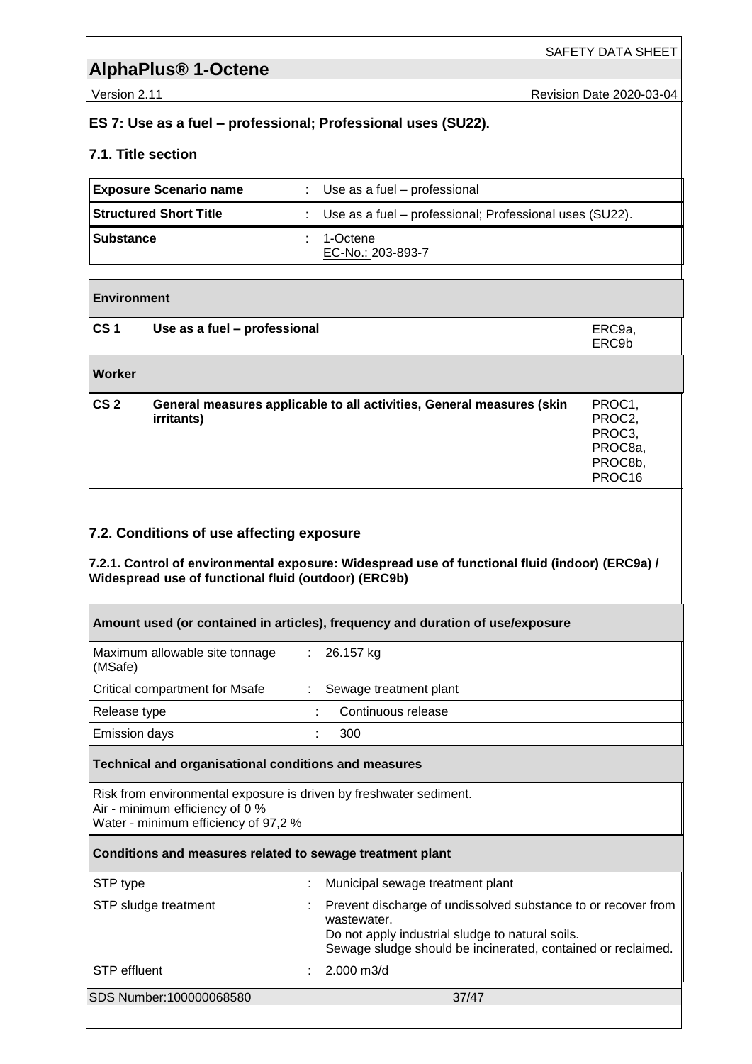## ES 7: Use as a fuel – professional; Professional uses (SU22).

### 7.1. Title section

| | | |
|---|---|---|
| **Exposure Scenario name** | : | Use as a fuel – professional |
| **Structured Short Title** | : | Use as a fuel – professional; Professional uses (SU22). |
| **Substance** | : | 1-Octene<br>EC-No.: 203-893-7 |

| **Environment** | | |
|---|---|---|
| **CS 1** | **Use as a fuel – professional** | ERC9a, ERC9b |
| **Worker** | | |
| **CS 2** | **General measures applicable to all activities, General measures (skin irritants)** | PROC1, PROC2, PROC3, PROC8a, PROC8b, PROC16 |

### 7.2. Conditions of use affecting exposure

#### 7.2.1. Control of environmental exposure: Widespread use of functional fluid (indoor) (ERC9a) / Widespread use of functional fluid (outdoor) (ERC9b)

**Amount used (or contained in articles), frequency and duration of use/exposure**

| | | |
|---|---|---|
| Maximum allowable site tonnage (MSafe) | : | 26.157 kg |
| Critical compartment for Msafe | : | Sewage treatment plant |
| Release type | : | Continuous release |
| Emission days | : | 300 |

**Technical and organisational conditions and measures**

Risk from environmental exposure is driven by freshwater sediment.
Air - minimum efficiency of 0 %
Water - minimum efficiency of 97,2 %

**Conditions and measures related to sewage treatment plant**

| | | |
|---|---|---|
| STP type | : | Municipal sewage treatment plant |
| STP sludge treatment | : | Prevent discharge of undissolved substance to or recover from wastewater.<br>Do not apply industrial sludge to natural soils.<br>Sewage sludge should be incinerated, contained or reclaimed. |
| STP effluent | : | 2.000 m3/d |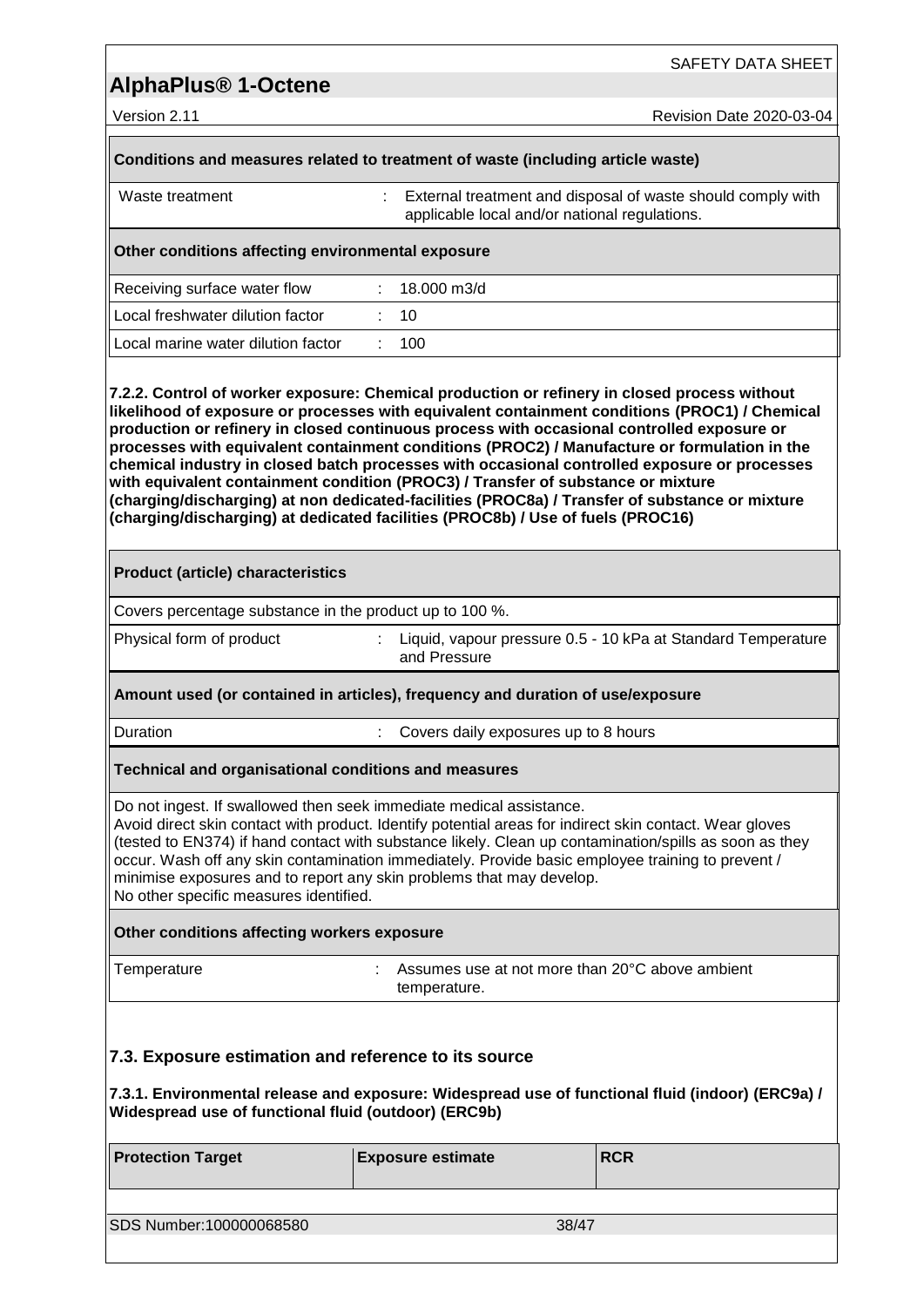**Conditions and measures related to treatment of waste (including article waste)**

| | | |
|---|---|---|
| Waste treatment | : | External treatment and disposal of waste should comply with applicable local and/or national regulations. |

**Other conditions affecting environmental exposure**

| | | |
|---|---|---|
| Receiving surface water flow | : | 18.000 m3/d |
| Local freshwater dilution factor | : | 10 |
| Local marine water dilution factor | : | 100 |

**7.2.2. Control of worker exposure: Chemical production or refinery in closed process without likelihood of exposure or processes with equivalent containment conditions (PROC1) / Chemical production or refinery in closed continuous process with occasional controlled exposure or processes with equivalent containment conditions (PROC2) / Manufacture or formulation in the chemical industry in closed batch processes with occasional controlled exposure or processes with equivalent containment condition (PROC3) / Transfer of substance or mixture (charging/discharging) at non dedicated-facilities (PROC8a) / Transfer of substance or mixture (charging/discharging) at dedicated facilities (PROC8b) / Use of fuels (PROC16)**

**Product (article) characteristics**

Covers percentage substance in the product up to 100 %.

| | | |
|---|---|---|
| Physical form of product | : | Liquid, vapour pressure 0.5 - 10 kPa at Standard Temperature and Pressure |

**Amount used (or contained in articles), frequency and duration of use/exposure**

| | | |
|---|---|---|
| Duration | : | Covers daily exposures up to 8 hours |

**Technical and organisational conditions and measures**

Do not ingest. If swallowed then seek immediate medical assistance.
Avoid direct skin contact with product. Identify potential areas for indirect skin contact. Wear gloves (tested to EN374) if hand contact with substance likely. Clean up contamination/spills as soon as they occur. Wash off any skin contamination immediately. Provide basic employee training to prevent / minimise exposures and to report any skin problems that may develop.
No other specific measures identified.

**Other conditions affecting workers exposure**

| | | |
|---|---|---|
| Temperature | : | Assumes use at not more than 20°C above ambient temperature. |

## 7.3. Exposure estimation and reference to its source

**7.3.1. Environmental release and exposure: Widespread use of functional fluid (indoor) (ERC9a) / Widespread use of functional fluid (outdoor) (ERC9b)**

| Protection Target | Exposure estimate | RCR |
|---|---|---|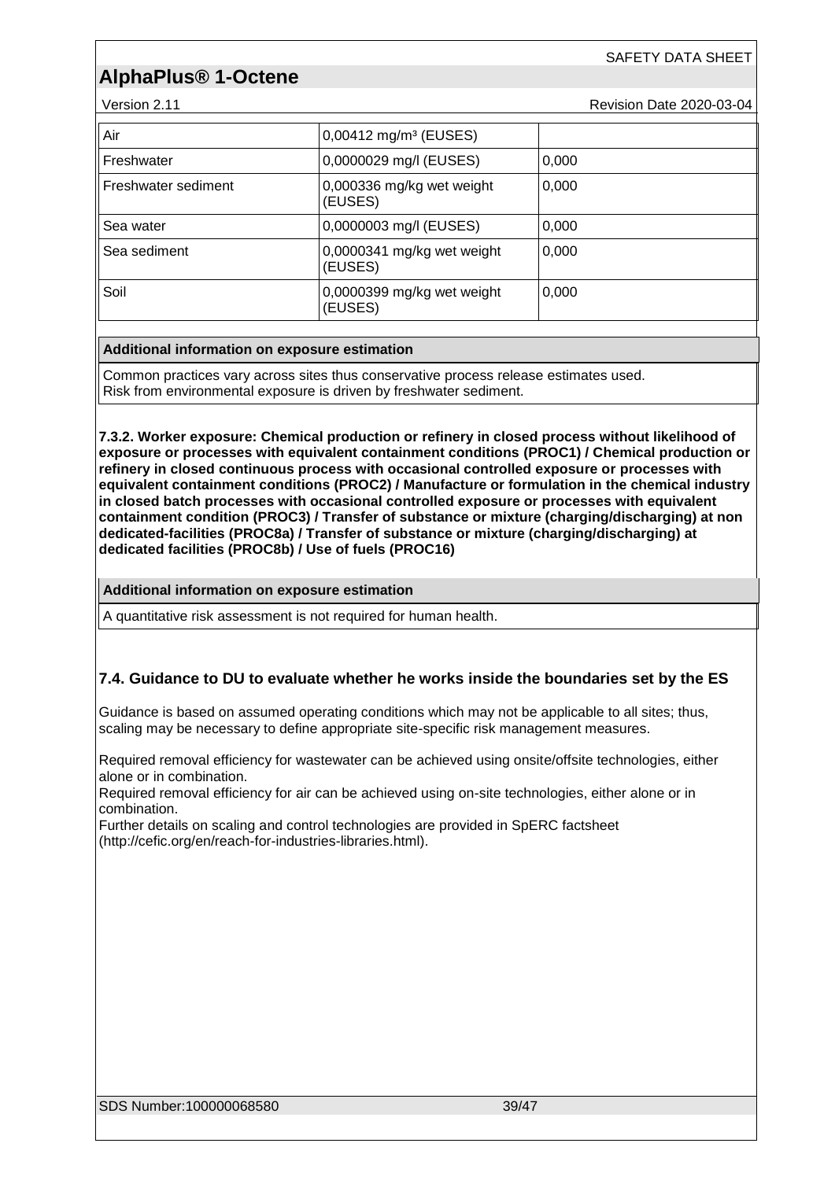| | | |
|---|---|---|
| Air | 0,00412 mg/m³ (EUSES) | |
| Freshwater | 0,0000029 mg/l (EUSES) | 0,000 |
| Freshwater sediment | 0,000336 mg/kg wet weight (EUSES) | 0,000 |
| Sea water | 0,0000003 mg/l (EUSES) | 0,000 |
| Sea sediment | 0,0000341 mg/kg wet weight (EUSES) | 0,000 |
| Soil | 0,0000399 mg/kg wet weight (EUSES) | 0,000 |

**Additional information on exposure estimation**

Common practices vary across sites thus conservative process release estimates used.
Risk from environmental exposure is driven by freshwater sediment.

**7.3.2. Worker exposure: Chemical production or refinery in closed process without likelihood of exposure or processes with equivalent containment conditions (PROC1) / Chemical production or refinery in closed continuous process with occasional controlled exposure or processes with equivalent containment conditions (PROC2) / Manufacture or formulation in the chemical industry in closed batch processes with occasional controlled exposure or processes with equivalent containment condition (PROC3) / Transfer of substance or mixture (charging/discharging) at non dedicated-facilities (PROC8a) / Transfer of substance or mixture (charging/discharging) at dedicated facilities (PROC8b) / Use of fuels (PROC16)**

**Additional information on exposure estimation**

A quantitative risk assessment is not required for human health.

### 7.4. Guidance to DU to evaluate whether he works inside the boundaries set by the ES

Guidance is based on assumed operating conditions which may not be applicable to all sites; thus, scaling may be necessary to define appropriate site-specific risk management measures.

Required removal efficiency for wastewater can be achieved using onsite/offsite technologies, either alone or in combination.
Required removal efficiency for air can be achieved using on-site technologies, either alone or in combination.
Further details on scaling and control technologies are provided in SpERC factsheet (http://cefic.org/en/reach-for-industries-libraries.html).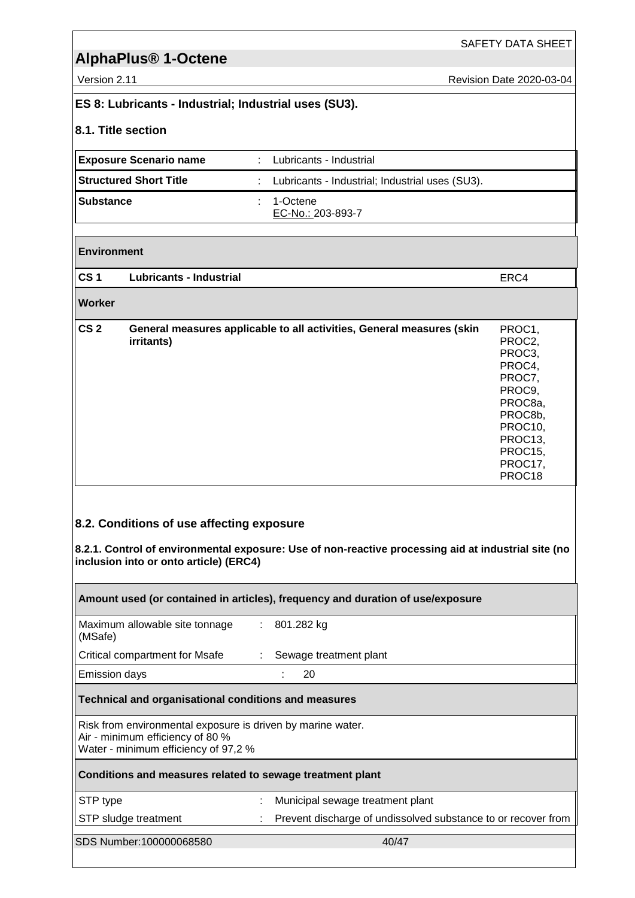## ES 8: Lubricants - Industrial; Industrial uses (SU3).

### 8.1. Title section

| | | |
|---|---|---|
| **Exposure Scenario name** | : | Lubricants - Industrial |
| **Structured Short Title** | : | Lubricants - Industrial; Industrial uses (SU3). |
| **Substance** | : | 1-Octene<br>EC-No.: 203-893-7 |

| **Environment** | | |
|---|---|---|
| **CS 1** | **Lubricants - Industrial** | ERC4 |
| **Worker** | | |
| **CS 2** | **General measures applicable to all activities, General measures (skin irritants)** | PROC1, PROC2, PROC3, PROC4, PROC7, PROC9, PROC8a, PROC8b, PROC10, PROC13, PROC15, PROC17, PROC18 |

### 8.2. Conditions of use affecting exposure

**8.2.1. Control of environmental exposure: Use of non-reactive processing aid at industrial site (no inclusion into or onto article) (ERC4)**

**Amount used (or contained in articles), frequency and duration of use/exposure**

| | | |
|---|---|---|
| Maximum allowable site tonnage (MSafe) | : | 801.282 kg |
| Critical compartment for Msafe | : | Sewage treatment plant |
| Emission days | : | 20 |

**Technical and organisational conditions and measures**

Risk from environmental exposure is driven by marine water.
Air - minimum efficiency of 80 %
Water - minimum efficiency of 97,2 %

**Conditions and measures related to sewage treatment plant**

| | | |
|---|---|---|
| STP type | : | Municipal sewage treatment plant |
| STP sludge treatment | : | Prevent discharge of undissolved substance to or recover from |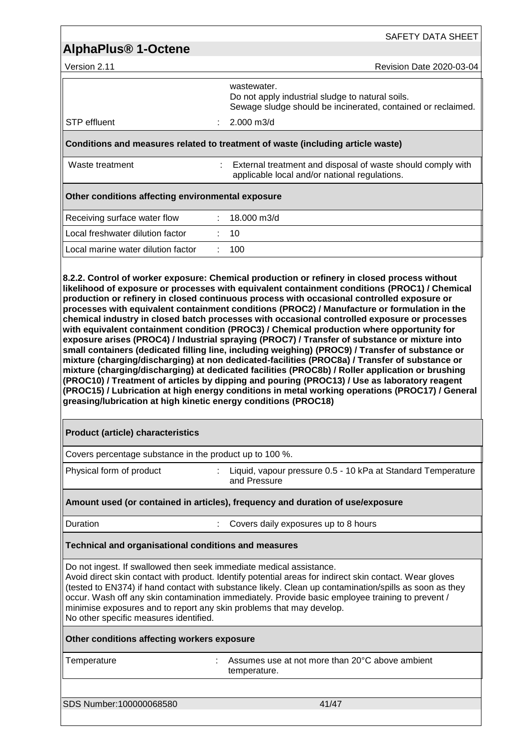| | | |
|---|---|---|
| | | wastewater.<br>Do not apply industrial sludge to natural soils.<br>Sewage sludge should be incinerated, contained or reclaimed. |
| STP effluent | : | 2.000 m3/d |

**Conditions and measures related to treatment of waste (including article waste)**

| | | |
|---|---|---|
| Waste treatment | : | External treatment and disposal of waste should comply with applicable local and/or national regulations. |

**Other conditions affecting environmental exposure**

| | | |
|---|---|---|
| Receiving surface water flow | : | 18.000 m3/d |
| Local freshwater dilution factor | : | 10 |
| Local marine water dilution factor | : | 100 |

**8.2.2. Control of worker exposure: Chemical production or refinery in closed process without likelihood of exposure or processes with equivalent containment conditions (PROC1) / Chemical production or refinery in closed continuous process with occasional controlled exposure or processes with equivalent containment conditions (PROC2) / Manufacture or formulation in the chemical industry in closed batch processes with occasional controlled exposure or processes with equivalent containment condition (PROC3) / Chemical production where opportunity for exposure arises (PROC4) / Industrial spraying (PROC7) / Transfer of substance or mixture into small containers (dedicated filling line, including weighing) (PROC9) / Transfer of substance or mixture (charging/discharging) at non dedicated-facilities (PROC8a) / Transfer of substance or mixture (charging/discharging) at dedicated facilities (PROC8b) / Roller application or brushing (PROC10) / Treatment of articles by dipping and pouring (PROC13) / Use as laboratory reagent (PROC15) / Lubrication at high energy conditions in metal working operations (PROC17) / General greasing/lubrication at high kinetic energy conditions (PROC18)**

**Product (article) characteristics**

Covers percentage substance in the product up to 100 %.

| | | |
|---|---|---|
| Physical form of product | : | Liquid, vapour pressure 0.5 - 10 kPa at Standard Temperature and Pressure |

**Amount used (or contained in articles), frequency and duration of use/exposure**

| | | |
|---|---|---|
| Duration | : | Covers daily exposures up to 8 hours |

**Technical and organisational conditions and measures**

Do not ingest. If swallowed then seek immediate medical assistance.
Avoid direct skin contact with product. Identify potential areas for indirect skin contact. Wear gloves (tested to EN374) if hand contact with substance likely. Clean up contamination/spills as soon as they occur. Wash off any skin contamination immediately. Provide basic employee training to prevent / minimise exposures and to report any skin problems that may develop.
No other specific measures identified.

**Other conditions affecting workers exposure**

| | | |
|---|---|---|
| Temperature | : | Assumes use at not more than 20°C above ambient temperature. |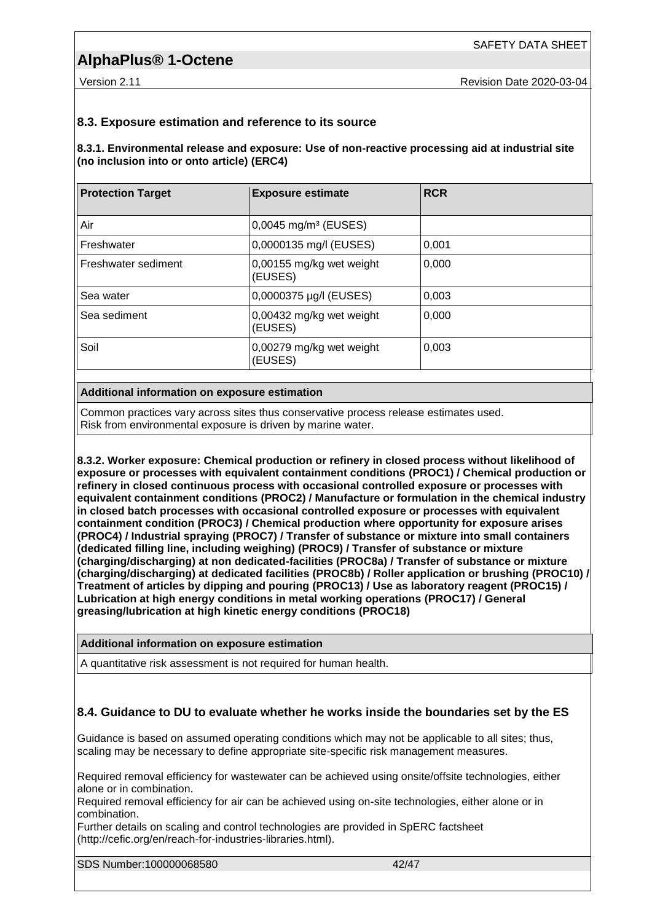### 8.3. Exposure estimation and reference to its source

**8.3.1. Environmental release and exposure: Use of non-reactive processing aid at industrial site (no inclusion into or onto article) (ERC4)**

| Protection Target | Exposure estimate | RCR |
|---|---|---|
| Air | 0,0045 mg/m³ (EUSES) | |
| Freshwater | 0,0000135 mg/l (EUSES) | 0,001 |
| Freshwater sediment | 0,00155 mg/kg wet weight (EUSES) | 0,000 |
| Sea water | 0,0000375 µg/l (EUSES) | 0,003 |
| Sea sediment | 0,00432 mg/kg wet weight (EUSES) | 0,000 |
| Soil | 0,00279 mg/kg wet weight (EUSES) | 0,003 |

| Additional information on exposure estimation |
|---|
| Common practices vary across sites thus conservative process release estimates used. Risk from environmental exposure is driven by marine water. |

**8.3.2. Worker exposure: Chemical production or refinery in closed process without likelihood of exposure or processes with equivalent containment conditions (PROC1) / Chemical production or refinery in closed continuous process with occasional controlled exposure or processes with equivalent containment conditions (PROC2) / Manufacture or formulation in the chemical industry in closed batch processes with occasional controlled exposure or processes with equivalent containment condition (PROC3) / Chemical production where opportunity for exposure arises (PROC4) / Industrial spraying (PROC7) / Transfer of substance or mixture into small containers (dedicated filling line, including weighing) (PROC9) / Transfer of substance or mixture (charging/discharging) at non dedicated-facilities (PROC8a) / Transfer of substance or mixture (charging/discharging) at dedicated facilities (PROC8b) / Roller application or brushing (PROC10) / Treatment of articles by dipping and pouring (PROC13) / Use as laboratory reagent (PROC15) / Lubrication at high energy conditions in metal working operations (PROC17) / General greasing/lubrication at high kinetic energy conditions (PROC18)**

| Additional information on exposure estimation |
|---|
| A quantitative risk assessment is not required for human health. |

### 8.4. Guidance to DU to evaluate whether he works inside the boundaries set by the ES

Guidance is based on assumed operating conditions which may not be applicable to all sites; thus, scaling may be necessary to define appropriate site-specific risk management measures.

Required removal efficiency for wastewater can be achieved using onsite/offsite technologies, either alone or in combination.
Required removal efficiency for air can be achieved using on-site technologies, either alone or in combination.
Further details on scaling and control technologies are provided in SpERC factsheet (http://cefic.org/en/reach-for-industries-libraries.html).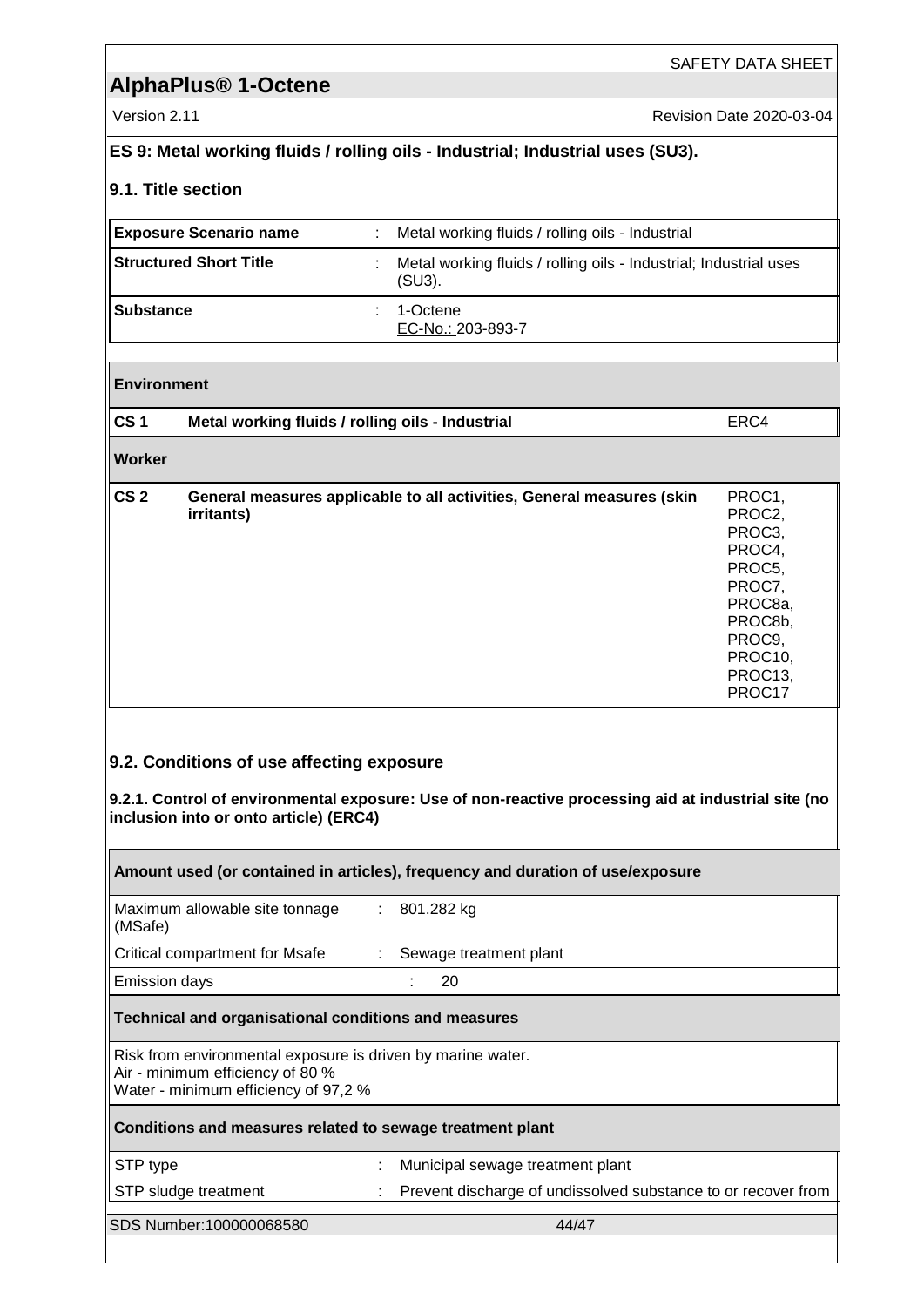## ES 9: Metal working fluids / rolling oils - Industrial; Industrial uses (SU3).

### 9.1. Title section

| | | |
|---|---|---|
| **Exposure Scenario name** | : | Metal working fluids / rolling oils - Industrial |
| **Structured Short Title** | : | Metal working fluids / rolling oils - Industrial; Industrial uses (SU3). |
| **Substance** | : | 1-Octene<br>EC-No.: 203-893-7 |

| | | |
|---|---|---|
| **Environment** | | |
| **CS 1** | **Metal working fluids / rolling oils - Industrial** | ERC4 |
| **Worker** | | |
| **CS 2** | **General measures applicable to all activities, General measures (skin irritants)** | PROC1, PROC2, PROC3, PROC4, PROC5, PROC7, PROC8a, PROC8b, PROC9, PROC10, PROC13, PROC17 |

### 9.2. Conditions of use affecting exposure

**9.2.1. Control of environmental exposure: Use of non-reactive processing aid at industrial site (no inclusion into or onto article) (ERC4)**

| | | |
|---|---|---|
| **Amount used (or contained in articles), frequency and duration of use/exposure** | | |
| Maximum allowable site tonnage (MSafe) | : | 801.282 kg |
| Critical compartment for Msafe | : | Sewage treatment plant |
| Emission days | : | 20 |

**Technical and organisational conditions and measures**

Risk from environmental exposure is driven by marine water.
Air - minimum efficiency of 80 %
Water - minimum efficiency of 97,2 %

| | | |
|---|---|---|
| **Conditions and measures related to sewage treatment plant** | | |
| STP type | : | Municipal sewage treatment plant |
| STP sludge treatment | : | Prevent discharge of undissolved substance to or recover from |

SDS Number:100000068580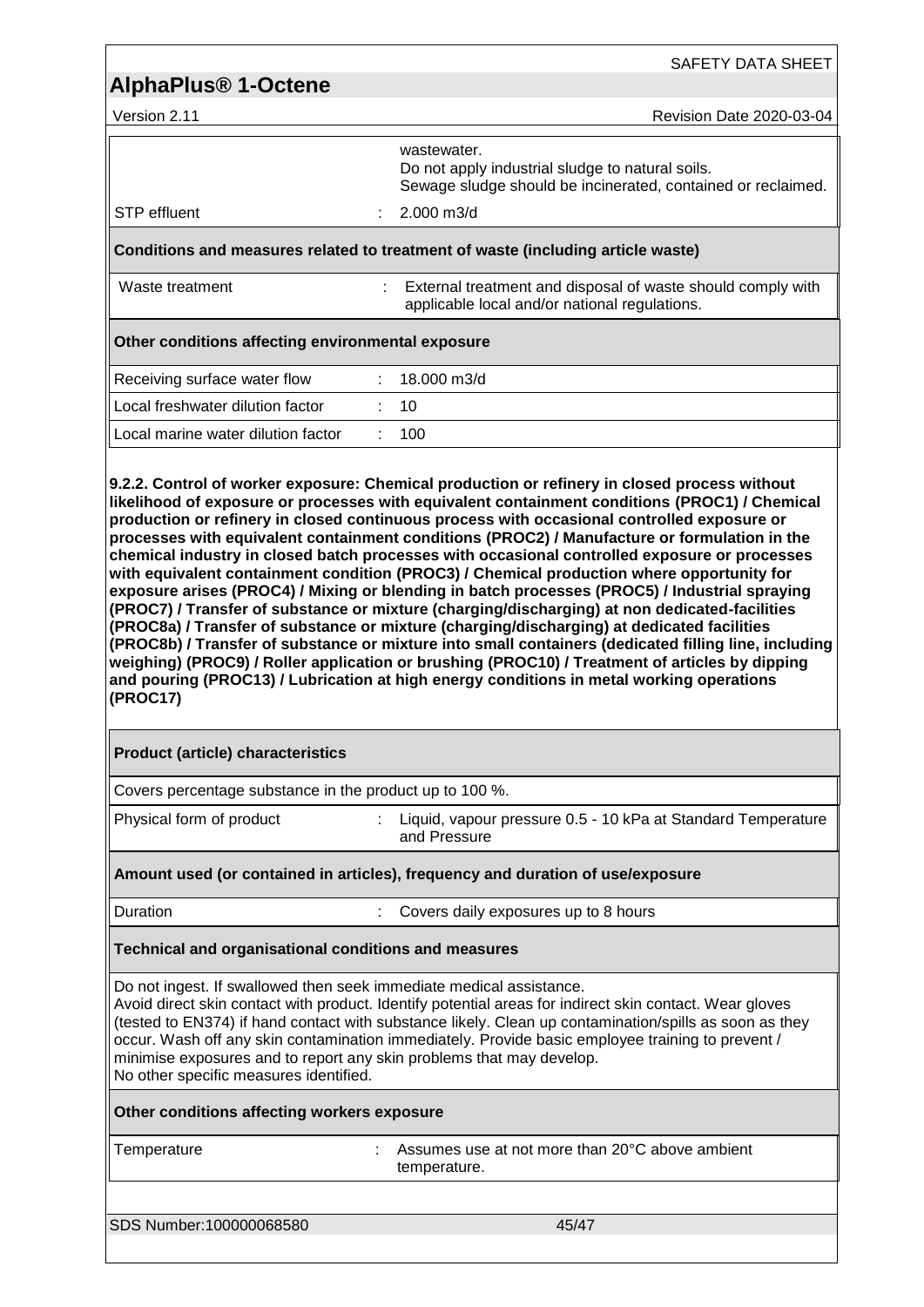| | | |
|---|---|---|
| | | wastewater.<br>Do not apply industrial sludge to natural soils.<br>Sewage sludge should be incinerated, contained or reclaimed. |
| STP effluent | : | 2.000 m3/d |

**Conditions and measures related to treatment of waste (including article waste)**

| | | |
|---|---|---|
| Waste treatment | : | External treatment and disposal of waste should comply with applicable local and/or national regulations. |

**Other conditions affecting environmental exposure**

| | | |
|---|---|---|
| Receiving surface water flow | : | 18.000 m3/d |
| Local freshwater dilution factor | : | 10 |
| Local marine water dilution factor | : | 100 |

**9.2.2. Control of worker exposure: Chemical production or refinery in closed process without likelihood of exposure or processes with equivalent containment conditions (PROC1) / Chemical production or refinery in closed continuous process with occasional controlled exposure or processes with equivalent containment conditions (PROC2) / Manufacture or formulation in the chemical industry in closed batch processes with occasional controlled exposure or processes with equivalent containment condition (PROC3) / Chemical production where opportunity for exposure arises (PROC4) / Mixing or blending in batch processes (PROC5) / Industrial spraying (PROC7) / Transfer of substance or mixture (charging/discharging) at non dedicated-facilities (PROC8a) / Transfer of substance or mixture (charging/discharging) at dedicated facilities (PROC8b) / Transfer of substance or mixture into small containers (dedicated filling line, including weighing) (PROC9) / Roller application or brushing (PROC10) / Treatment of articles by dipping and pouring (PROC13) / Lubrication at high energy conditions in metal working operations (PROC17)**

**Product (article) characteristics**

Covers percentage substance in the product up to 100 %.

| | | |
|---|---|---|
| Physical form of product | : | Liquid, vapour pressure 0.5 - 10 kPa at Standard Temperature and Pressure |

**Amount used (or contained in articles), frequency and duration of use/exposure**

| | | |
|---|---|---|
| Duration | : | Covers daily exposures up to 8 hours |

**Technical and organisational conditions and measures**

Do not ingest. If swallowed then seek immediate medical assistance.
Avoid direct skin contact with product. Identify potential areas for indirect skin contact. Wear gloves (tested to EN374) if hand contact with substance likely. Clean up contamination/spills as soon as they occur. Wash off any skin contamination immediately. Provide basic employee training to prevent / minimise exposures and to report any skin problems that may develop.
No other specific measures identified.

**Other conditions affecting workers exposure**

| | | |
|---|---|---|
| Temperature | : | Assumes use at not more than 20°C above ambient temperature. |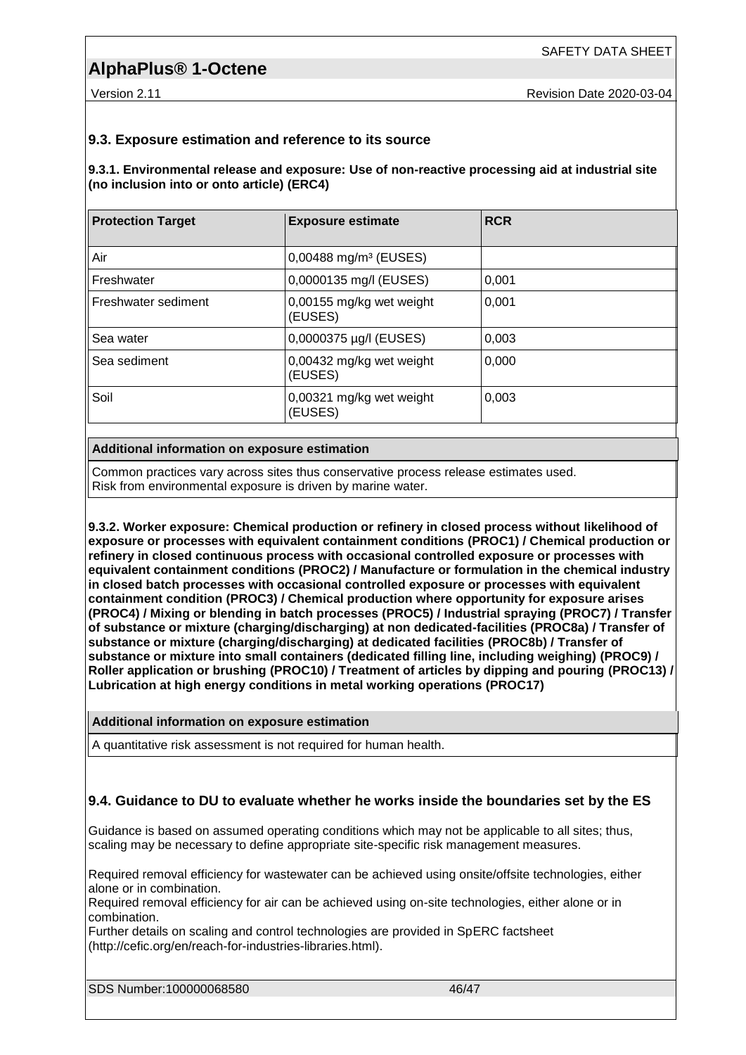## 9.3. Exposure estimation and reference to its source

**9.3.1. Environmental release and exposure: Use of non-reactive processing aid at industrial site (no inclusion into or onto article) (ERC4)**

| Protection Target | Exposure estimate | RCR |
| --- | --- | --- |
| Air | 0,00488 mg/m³ (EUSES) | |
| Freshwater | 0,0000135 mg/l (EUSES) | 0,001 |
| Freshwater sediment | 0,00155 mg/kg wet weight (EUSES) | 0,001 |
| Sea water | 0,0000375 µg/l (EUSES) | 0,003 |
| Sea sediment | 0,00432 mg/kg wet weight (EUSES) | 0,000 |
| Soil | 0,00321 mg/kg wet weight (EUSES) | 0,003 |

**Additional information on exposure estimation**

Common practices vary across sites thus conservative process release estimates used.
Risk from environmental exposure is driven by marine water.

**9.3.2. Worker exposure: Chemical production or refinery in closed process without likelihood of exposure or processes with equivalent containment conditions (PROC1) / Chemical production or refinery in closed continuous process with occasional controlled exposure or processes with equivalent containment conditions (PROC2) / Manufacture or formulation in the chemical industry in closed batch processes with occasional controlled exposure or processes with equivalent containment condition (PROC3) / Chemical production where opportunity for exposure arises (PROC4) / Mixing or blending in batch processes (PROC5) / Industrial spraying (PROC7) / Transfer of substance or mixture (charging/discharging) at non dedicated-facilities (PROC8a) / Transfer of substance or mixture (charging/discharging) at dedicated facilities (PROC8b) / Transfer of substance or mixture into small containers (dedicated filling line, including weighing) (PROC9) / Roller application or brushing (PROC10) / Treatment of articles by dipping and pouring (PROC13) / Lubrication at high energy conditions in metal working operations (PROC17)**

**Additional information on exposure estimation**

A quantitative risk assessment is not required for human health.

## 9.4. Guidance to DU to evaluate whether he works inside the boundaries set by the ES

Guidance is based on assumed operating conditions which may not be applicable to all sites; thus, scaling may be necessary to define appropriate site-specific risk management measures.

Required removal efficiency for wastewater can be achieved using onsite/offsite technologies, either alone or in combination.
Required removal efficiency for air can be achieved using on-site technologies, either alone or in combination.
Further details on scaling and control technologies are provided in SpERC factsheet (http://cefic.org/en/reach-for-industries-libraries.html).